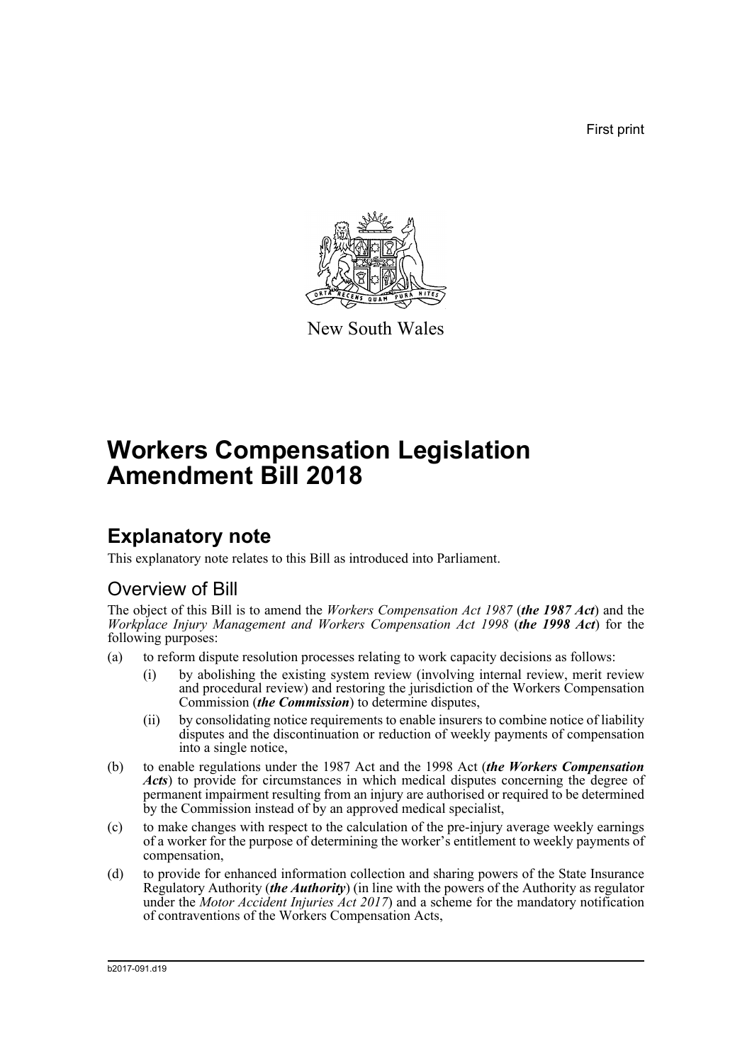First print

New South Wales

# Workers Compensation Legislation Amendment Bill 2018

## Explanatory note

This explanatory note relates to this Bill as introduced into Parliament.

### Overview of Bill

The object of this Bill is to amend the *Workers Compensation Act 1987* (***the 1987 Act***) and the *Workplace Injury Management and Workers Compensation Act 1998* (***the 1998 Act***) for the following purposes:

(a) to reform dispute resolution processes relating to work capacity decisions as follows:

  (i) by abolishing the existing system review (involving internal review, merit review and procedural review) and restoring the jurisdiction of the Workers Compensation Commission (***the Commission***) to determine disputes,

  (ii) by consolidating notice requirements to enable insurers to combine notice of liability disputes and the discontinuation or reduction of weekly payments of compensation into a single notice,

(b) to enable regulations under the 1987 Act and the 1998 Act (***the Workers Compensation Acts***) to provide for circumstances in which medical disputes concerning the degree of permanent impairment resulting from an injury are authorised or required to be determined by the Commission instead of by an approved medical specialist,

(c) to make changes with respect to the calculation of the pre-injury average weekly earnings of a worker for the purpose of determining the worker's entitlement to weekly payments of compensation,

(d) to provide for enhanced information collection and sharing powers of the State Insurance Regulatory Authority (***the Authority***) (in line with the powers of the Authority as regulator under the *Motor Accident Injuries Act 2017*) and a scheme for the mandatory notification of contraventions of the Workers Compensation Acts,

b2017-091.d19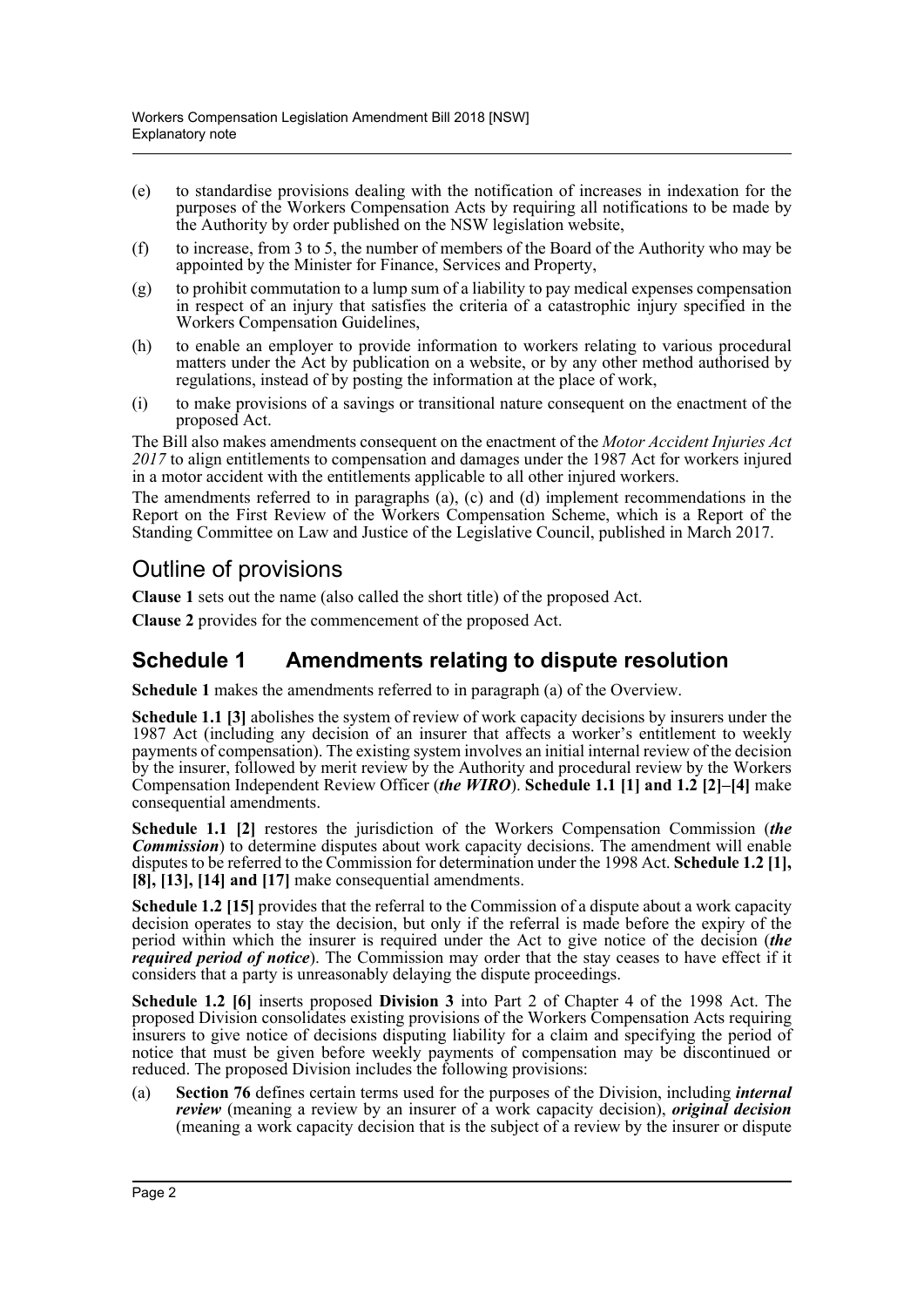(e) to standardise provisions dealing with the notification of increases in indexation for the purposes of the Workers Compensation Acts by requiring all notifications to be made by the Authority by order published on the NSW legislation website,

(f) to increase, from 3 to 5, the number of members of the Board of the Authority who may be appointed by the Minister for Finance, Services and Property,

(g) to prohibit commutation to a lump sum of a liability to pay medical expenses compensation in respect of an injury that satisfies the criteria of a catastrophic injury specified in the Workers Compensation Guidelines,

(h) to enable an employer to provide information to workers relating to various procedural matters under the Act by publication on a website, or by any other method authorised by regulations, instead of by posting the information at the place of work,

(i) to make provisions of a savings or transitional nature consequent on the enactment of the proposed Act.

The Bill also makes amendments consequent on the enactment of the *Motor Accident Injuries Act 2017* to align entitlements to compensation and damages under the 1987 Act for workers injured in a motor accident with the entitlements applicable to all other injured workers.

The amendments referred to in paragraphs (a), (c) and (d) implement recommendations in the Report on the First Review of the Workers Compensation Scheme, which is a Report of the Standing Committee on Law and Justice of the Legislative Council, published in March 2017.

## Outline of provisions

**Clause 1** sets out the name (also called the short title) of the proposed Act.

**Clause 2** provides for the commencement of the proposed Act.

## Schedule 1 Amendments relating to dispute resolution

**Schedule 1** makes the amendments referred to in paragraph (a) of the Overview.

**Schedule 1.1 [3]** abolishes the system of review of work capacity decisions by insurers under the 1987 Act (including any decision of an insurer that affects a worker's entitlement to weekly payments of compensation). The existing system involves an initial internal review of the decision by the insurer, followed by merit review by the Authority and procedural review by the Workers Compensation Independent Review Officer (***the WIRO***). **Schedule 1.1 [1] and 1.2 [2]–[4]** make consequential amendments.

**Schedule 1.1 [2]** restores the jurisdiction of the Workers Compensation Commission (***the Commission***) to determine disputes about work capacity decisions. The amendment will enable disputes to be referred to the Commission for determination under the 1998 Act. **Schedule 1.2 [1], [8], [13], [14] and [17]** make consequential amendments.

**Schedule 1.2 [15]** provides that the referral to the Commission of a dispute about a work capacity decision operates to stay the decision, but only if the referral is made before the expiry of the period within which the insurer is required under the Act to give notice of the decision (***the required period of notice***). The Commission may order that the stay ceases to have effect if it considers that a party is unreasonably delaying the dispute proceedings.

**Schedule 1.2 [6]** inserts proposed **Division 3** into Part 2 of Chapter 4 of the 1998 Act. The proposed Division consolidates existing provisions of the Workers Compensation Acts requiring insurers to give notice of decisions disputing liability for a claim and specifying the period of notice that must be given before weekly payments of compensation may be discontinued or reduced. The proposed Division includes the following provisions:

(a) **Section 76** defines certain terms used for the purposes of the Division, including ***internal review*** (meaning a review by an insurer of a work capacity decision), ***original decision*** (meaning a work capacity decision that is the subject of a review by the insurer or dispute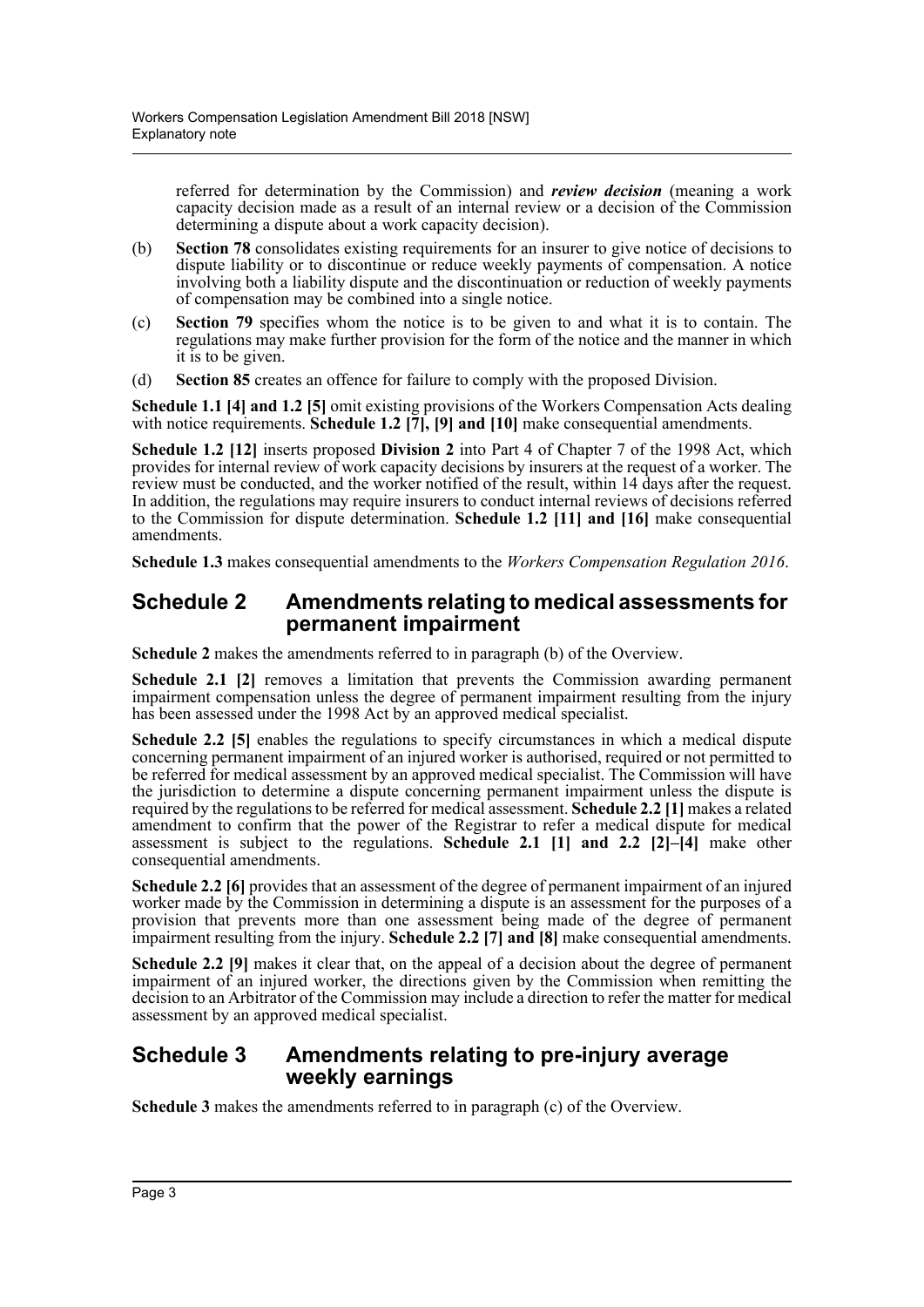referred for determination by the Commission) and ***review decision*** (meaning a work capacity decision made as a result of an internal review or a decision of the Commission determining a dispute about a work capacity decision).

(b) **Section 78** consolidates existing requirements for an insurer to give notice of decisions to dispute liability or to discontinue or reduce weekly payments of compensation. A notice involving both a liability dispute and the discontinuation or reduction of weekly payments of compensation may be combined into a single notice.

(c) **Section 79** specifies whom the notice is to be given to and what it is to contain. The regulations may make further provision for the form of the notice and the manner in which it is to be given.

(d) **Section 85** creates an offence for failure to comply with the proposed Division.

**Schedule 1.1 [4] and 1.2 [5]** omit existing provisions of the Workers Compensation Acts dealing with notice requirements. **Schedule 1.2 [7], [9] and [10]** make consequential amendments.

**Schedule 1.2 [12]** inserts proposed **Division 2** into Part 4 of Chapter 7 of the 1998 Act, which provides for internal review of work capacity decisions by insurers at the request of a worker. The review must be conducted, and the worker notified of the result, within 14 days after the request. In addition, the regulations may require insurers to conduct internal reviews of decisions referred to the Commission for dispute determination. **Schedule 1.2 [11] and [16]** make consequential amendments.

**Schedule 1.3** makes consequential amendments to the *Workers Compensation Regulation 2016*.

## Schedule 2 Amendments relating to medical assessments for permanent impairment

**Schedule 2** makes the amendments referred to in paragraph (b) of the Overview.

**Schedule 2.1 [2]** removes a limitation that prevents the Commission awarding permanent impairment compensation unless the degree of permanent impairment resulting from the injury has been assessed under the 1998 Act by an approved medical specialist.

**Schedule 2.2 [5]** enables the regulations to specify circumstances in which a medical dispute concerning permanent impairment of an injured worker is authorised, required or not permitted to be referred for medical assessment by an approved medical specialist. The Commission will have the jurisdiction to determine a dispute concerning permanent impairment unless the dispute is required by the regulations to be referred for medical assessment. **Schedule 2.2 [1]** makes a related amendment to confirm that the power of the Registrar to refer a medical dispute for medical assessment is subject to the regulations. **Schedule 2.1 [1] and 2.2 [2]–[4]** make other consequential amendments.

**Schedule 2.2 [6]** provides that an assessment of the degree of permanent impairment of an injured worker made by the Commission in determining a dispute is an assessment for the purposes of a provision that prevents more than one assessment being made of the degree of permanent impairment resulting from the injury. **Schedule 2.2 [7] and [8]** make consequential amendments.

**Schedule 2.2 [9]** makes it clear that, on the appeal of a decision about the degree of permanent impairment of an injured worker, the directions given by the Commission when remitting the decision to an Arbitrator of the Commission may include a direction to refer the matter for medical assessment by an approved medical specialist.

## Schedule 3 Amendments relating to pre-injury average weekly earnings

**Schedule 3** makes the amendments referred to in paragraph (c) of the Overview.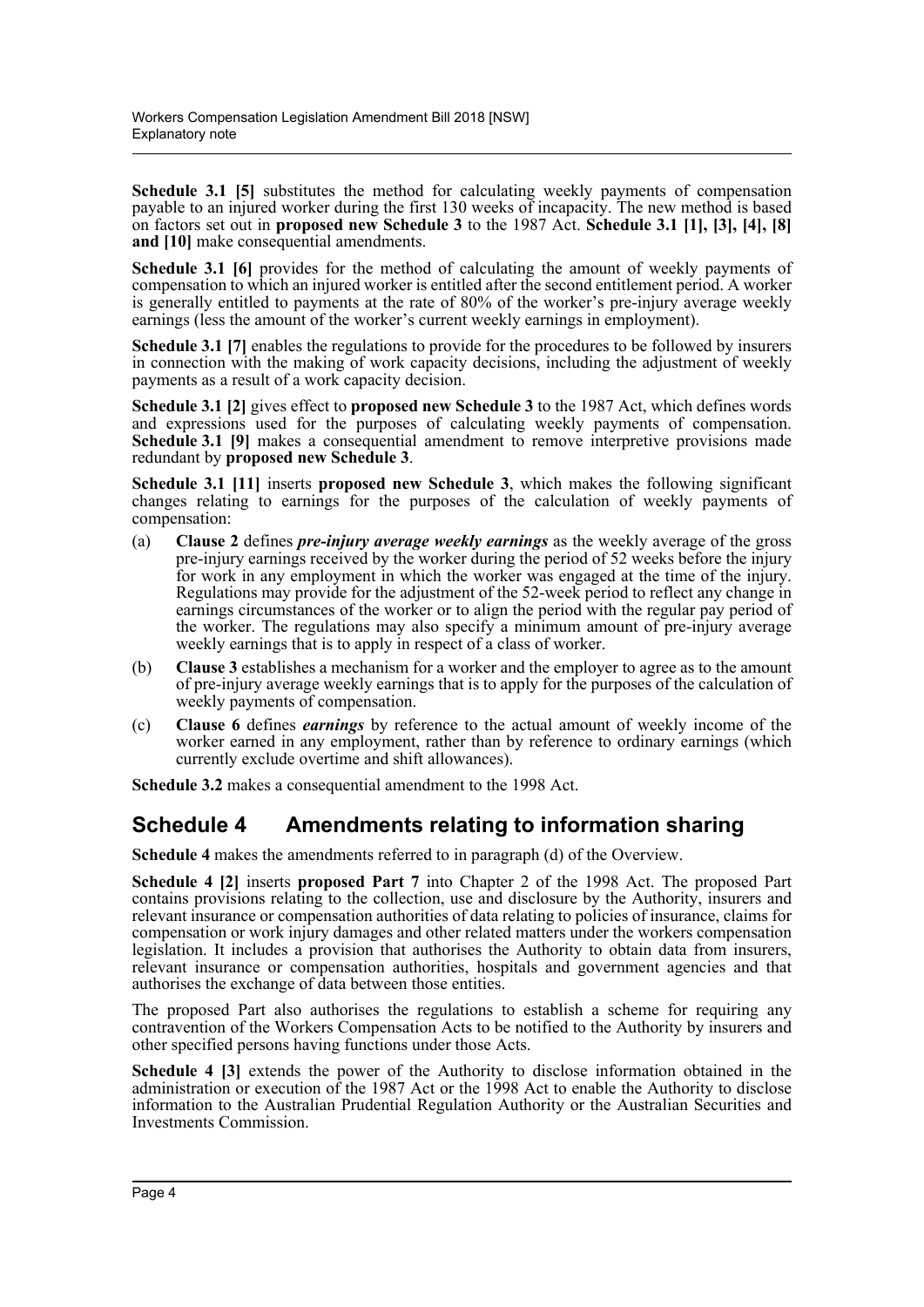**Schedule 3.1 [5]** substitutes the method for calculating weekly payments of compensation payable to an injured worker during the first 130 weeks of incapacity. The new method is based on factors set out in **proposed new Schedule 3** to the 1987 Act. **Schedule 3.1 [1], [3], [4], [8] and [10]** make consequential amendments.

**Schedule 3.1 [6]** provides for the method of calculating the amount of weekly payments of compensation to which an injured worker is entitled after the second entitlement period. A worker is generally entitled to payments at the rate of 80% of the worker's pre-injury average weekly earnings (less the amount of the worker's current weekly earnings in employment).

**Schedule 3.1 [7]** enables the regulations to provide for the procedures to be followed by insurers in connection with the making of work capacity decisions, including the adjustment of weekly payments as a result of a work capacity decision.

**Schedule 3.1 [2]** gives effect to **proposed new Schedule 3** to the 1987 Act, which defines words and expressions used for the purposes of calculating weekly payments of compensation. **Schedule 3.1 [9]** makes a consequential amendment to remove interpretive provisions made redundant by **proposed new Schedule 3**.

**Schedule 3.1 [11]** inserts **proposed new Schedule 3**, which makes the following significant changes relating to earnings for the purposes of the calculation of weekly payments of compensation:

(a) **Clause 2** defines ***pre-injury average weekly earnings*** as the weekly average of the gross pre-injury earnings received by the worker during the period of 52 weeks before the injury for work in any employment in which the worker was engaged at the time of the injury. Regulations may provide for the adjustment of the 52-week period to reflect any change in earnings circumstances of the worker or to align the period with the regular pay period of the worker. The regulations may also specify a minimum amount of pre-injury average weekly earnings that is to apply in respect of a class of worker.

(b) **Clause 3** establishes a mechanism for a worker and the employer to agree as to the amount of pre-injury average weekly earnings that is to apply for the purposes of the calculation of weekly payments of compensation.

(c) **Clause 6** defines ***earnings*** by reference to the actual amount of weekly income of the worker earned in any employment, rather than by reference to ordinary earnings (which currently exclude overtime and shift allowances).

**Schedule 3.2** makes a consequential amendment to the 1998 Act.

## Schedule 4 Amendments relating to information sharing

**Schedule 4** makes the amendments referred to in paragraph (d) of the Overview.

**Schedule 4 [2]** inserts **proposed Part 7** into Chapter 2 of the 1998 Act. The proposed Part contains provisions relating to the collection, use and disclosure by the Authority, insurers and relevant insurance or compensation authorities of data relating to policies of insurance, claims for compensation or work injury damages and other related matters under the workers compensation legislation. It includes a provision that authorises the Authority to obtain data from insurers, relevant insurance or compensation authorities, hospitals and government agencies and that authorises the exchange of data between those entities.

The proposed Part also authorises the regulations to establish a scheme for requiring any contravention of the Workers Compensation Acts to be notified to the Authority by insurers and other specified persons having functions under those Acts.

**Schedule 4 [3]** extends the power of the Authority to disclose information obtained in the administration or execution of the 1987 Act or the 1998 Act to enable the Authority to disclose information to the Australian Prudential Regulation Authority or the Australian Securities and Investments Commission.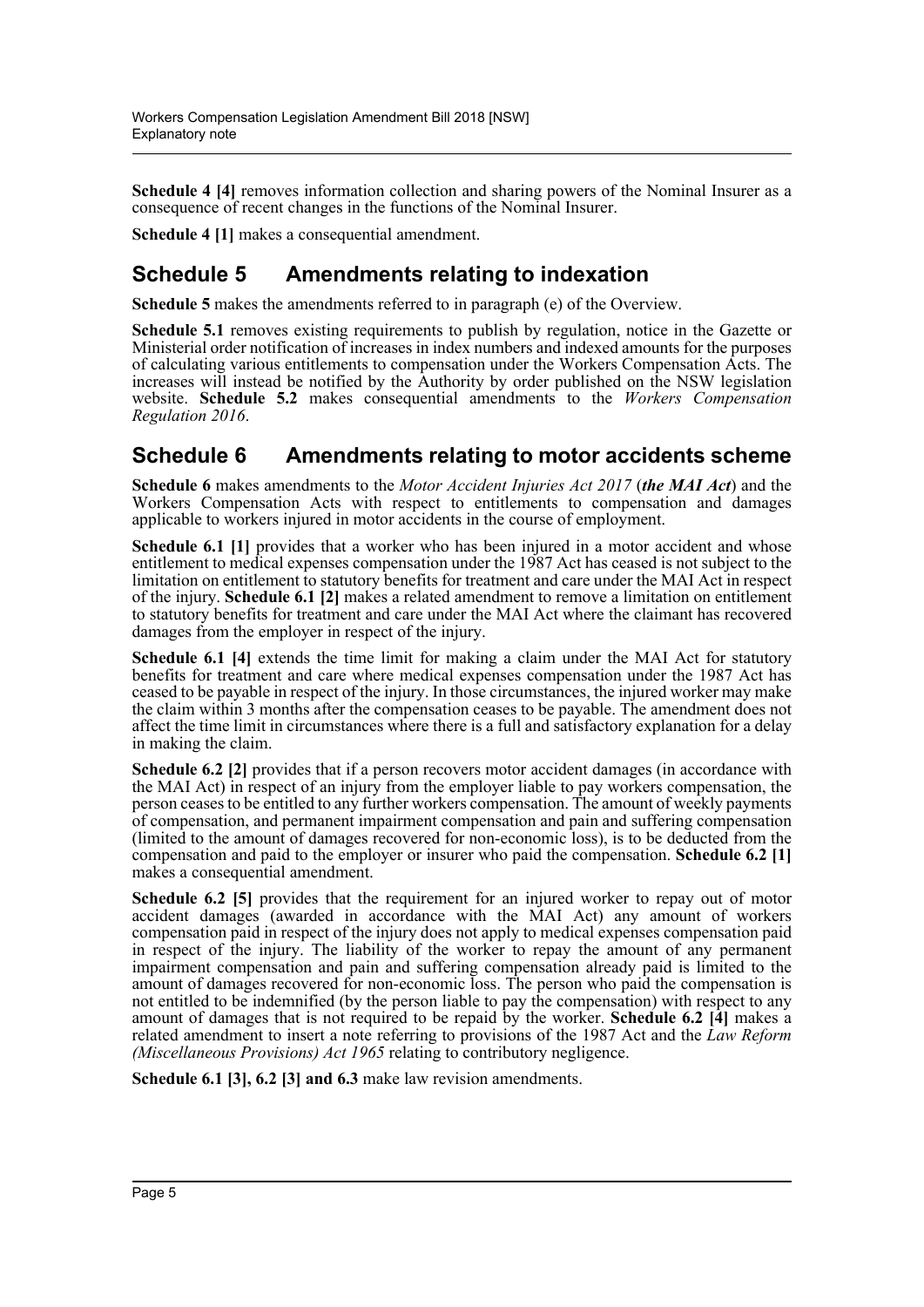**Schedule 4 [4]** removes information collection and sharing powers of the Nominal Insurer as a consequence of recent changes in the functions of the Nominal Insurer.

**Schedule 4 [1]** makes a consequential amendment.

## Schedule 5 Amendments relating to indexation

**Schedule 5** makes the amendments referred to in paragraph (e) of the Overview.

**Schedule 5.1** removes existing requirements to publish by regulation, notice in the Gazette or Ministerial order notification of increases in index numbers and indexed amounts for the purposes of calculating various entitlements to compensation under the Workers Compensation Acts. The increases will instead be notified by the Authority by order published on the NSW legislation website. **Schedule 5.2** makes consequential amendments to the *Workers Compensation Regulation 2016*.

## Schedule 6 Amendments relating to motor accidents scheme

**Schedule 6** makes amendments to the *Motor Accident Injuries Act 2017* (***the MAI Act***) and the Workers Compensation Acts with respect to entitlements to compensation and damages applicable to workers injured in motor accidents in the course of employment.

**Schedule 6.1 [1]** provides that a worker who has been injured in a motor accident and whose entitlement to medical expenses compensation under the 1987 Act has ceased is not subject to the limitation on entitlement to statutory benefits for treatment and care under the MAI Act in respect of the injury. **Schedule 6.1 [2]** makes a related amendment to remove a limitation on entitlement to statutory benefits for treatment and care under the MAI Act where the claimant has recovered damages from the employer in respect of the injury.

**Schedule 6.1 [4]** extends the time limit for making a claim under the MAI Act for statutory benefits for treatment and care where medical expenses compensation under the 1987 Act has ceased to be payable in respect of the injury. In those circumstances, the injured worker may make the claim within 3 months after the compensation ceases to be payable. The amendment does not affect the time limit in circumstances where there is a full and satisfactory explanation for a delay in making the claim.

**Schedule 6.2 [2]** provides that if a person recovers motor accident damages (in accordance with the MAI Act) in respect of an injury from the employer liable to pay workers compensation, the person ceases to be entitled to any further workers compensation. The amount of weekly payments of compensation, and permanent impairment compensation and pain and suffering compensation (limited to the amount of damages recovered for non-economic loss), is to be deducted from the compensation and paid to the employer or insurer who paid the compensation. **Schedule 6.2 [1]** makes a consequential amendment.

**Schedule 6.2 [5]** provides that the requirement for an injured worker to repay out of motor accident damages (awarded in accordance with the MAI Act) any amount of workers compensation paid in respect of the injury does not apply to medical expenses compensation paid in respect of the injury. The liability of the worker to repay the amount of any permanent impairment compensation and pain and suffering compensation already paid is limited to the amount of damages recovered for non-economic loss. The person who paid the compensation is not entitled to be indemnified (by the person liable to pay the compensation) with respect to any amount of damages that is not required to be repaid by the worker. **Schedule 6.2 [4]** makes a related amendment to insert a note referring to provisions of the 1987 Act and the *Law Reform (Miscellaneous Provisions) Act 1965* relating to contributory negligence.

**Schedule 6.1 [3], 6.2 [3] and 6.3** make law revision amendments.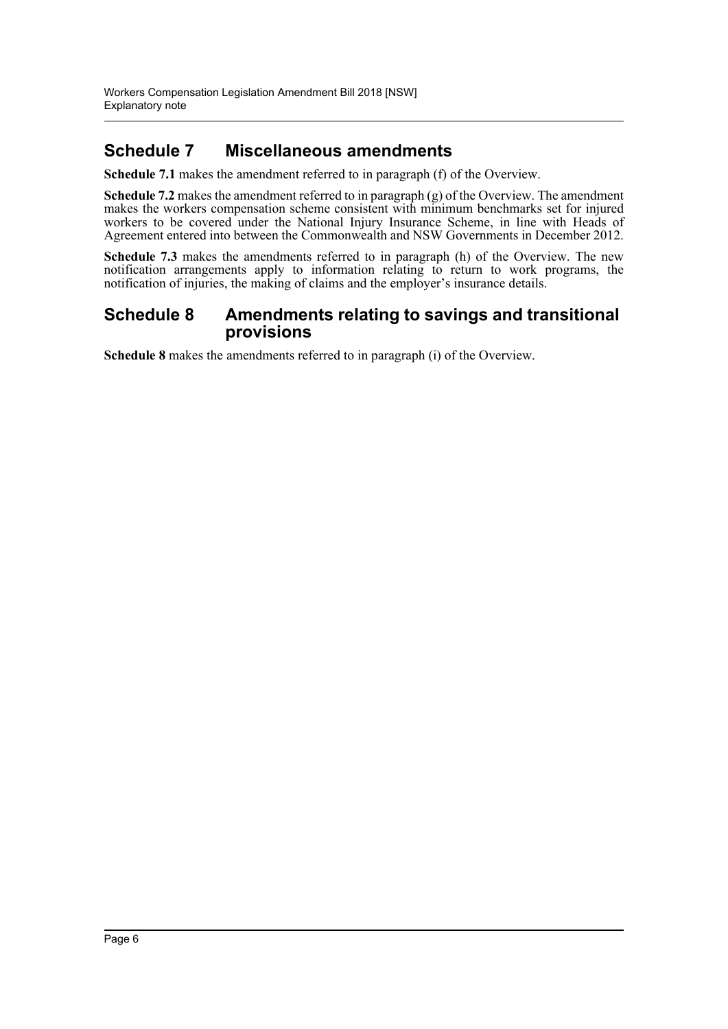## Schedule 7 Miscellaneous amendments

**Schedule 7.1** makes the amendment referred to in paragraph (f) of the Overview.

**Schedule 7.2** makes the amendment referred to in paragraph (g) of the Overview. The amendment makes the workers compensation scheme consistent with minimum benchmarks set for injured workers to be covered under the National Injury Insurance Scheme, in line with Heads of Agreement entered into between the Commonwealth and NSW Governments in December 2012.

**Schedule 7.3** makes the amendments referred to in paragraph (h) of the Overview. The new notification arrangements apply to information relating to return to work programs, the notification of injuries, the making of claims and the employer's insurance details.

## Schedule 8 Amendments relating to savings and transitional provisions

**Schedule 8** makes the amendments referred to in paragraph (i) of the Overview.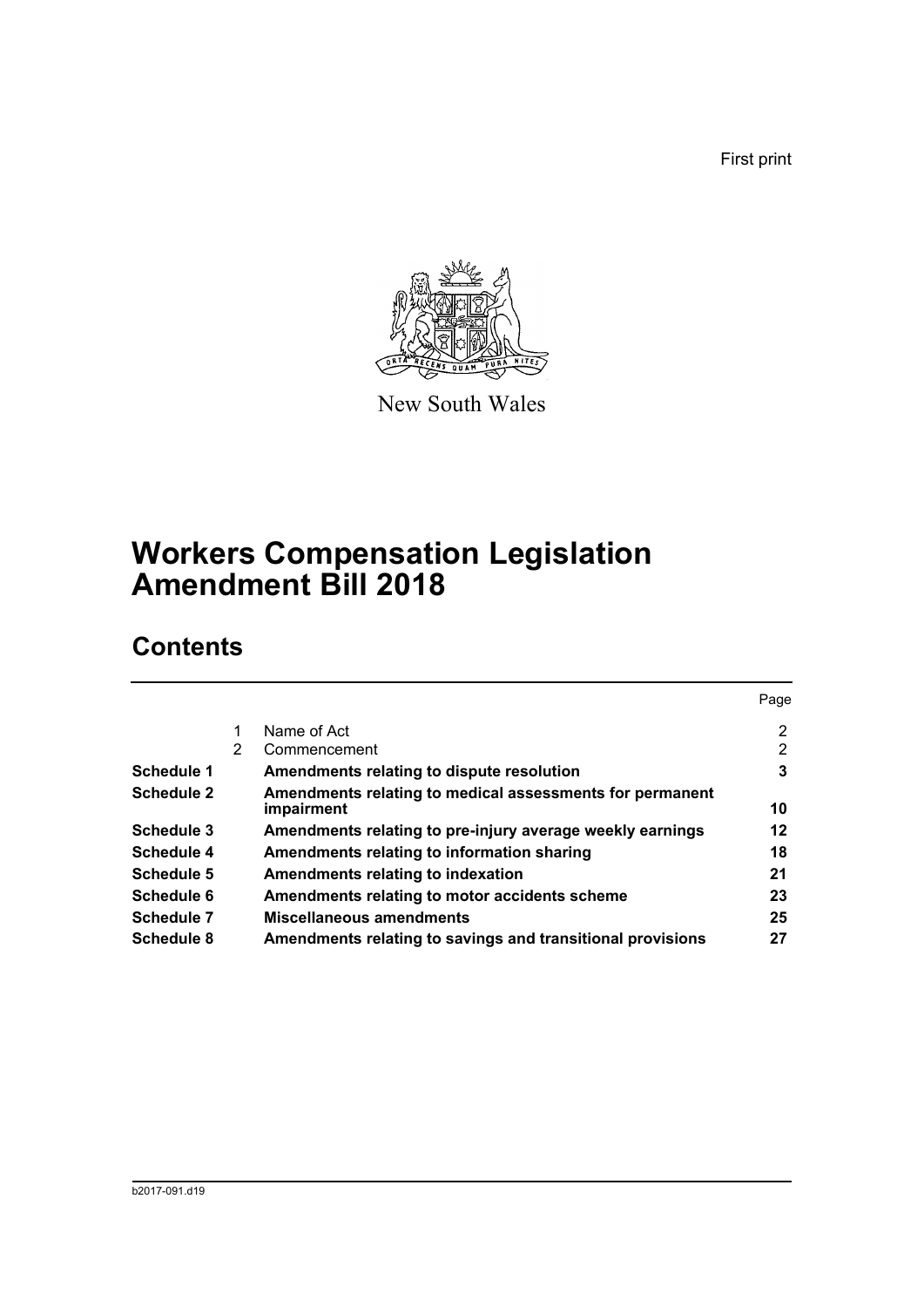First print

New South Wales

# Workers Compensation Legislation Amendment Bill 2018

## Contents

|  |  |  | Page |
|---|---|---|---|
|  | 1 | Name of Act | 2 |
|  | 2 | Commencement | 2 |
| **Schedule 1** |  | **Amendments relating to dispute resolution** | **3** |
| **Schedule 2** |  | **Amendments relating to medical assessments for permanent impairment** | **10** |
| **Schedule 3** |  | **Amendments relating to pre-injury average weekly earnings** | **12** |
| **Schedule 4** |  | **Amendments relating to information sharing** | **18** |
| **Schedule 5** |  | **Amendments relating to indexation** | **21** |
| **Schedule 6** |  | **Amendments relating to motor accidents scheme** | **23** |
| **Schedule 7** |  | **Miscellaneous amendments** | **25** |
| **Schedule 8** |  | **Amendments relating to savings and transitional provisions** | **27** |

b2017-091.d19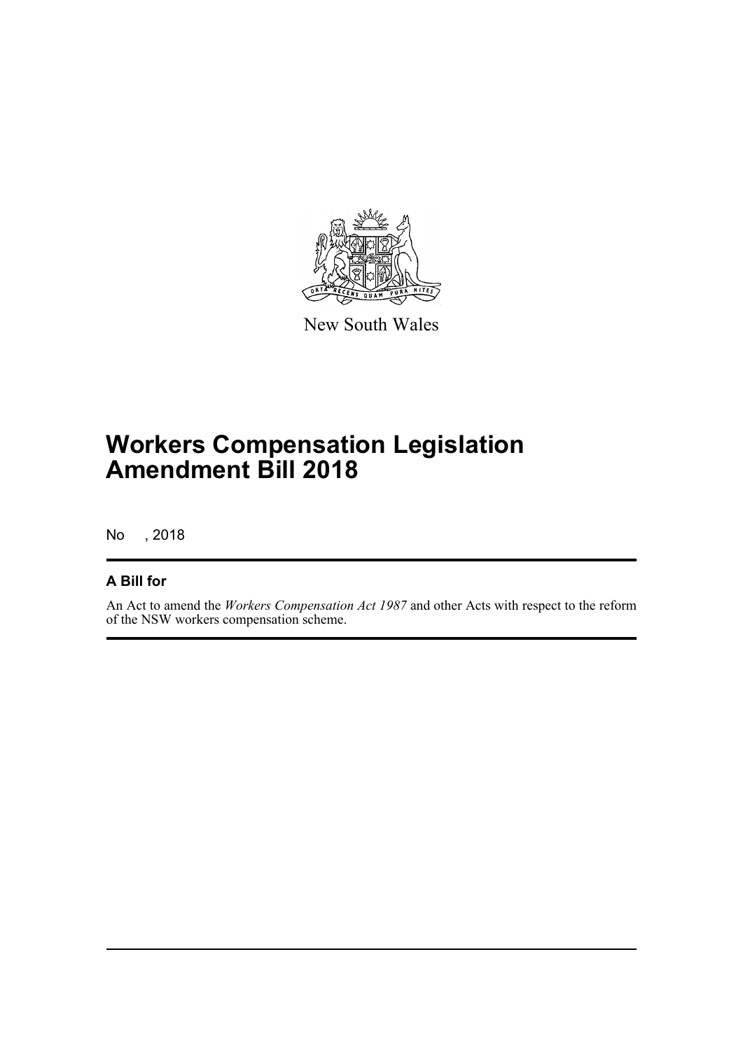New South Wales

# Workers Compensation Legislation Amendment Bill 2018

No , 2018

## A Bill for

An Act to amend the *Workers Compensation Act 1987* and other Acts with respect to the reform of the NSW workers compensation scheme.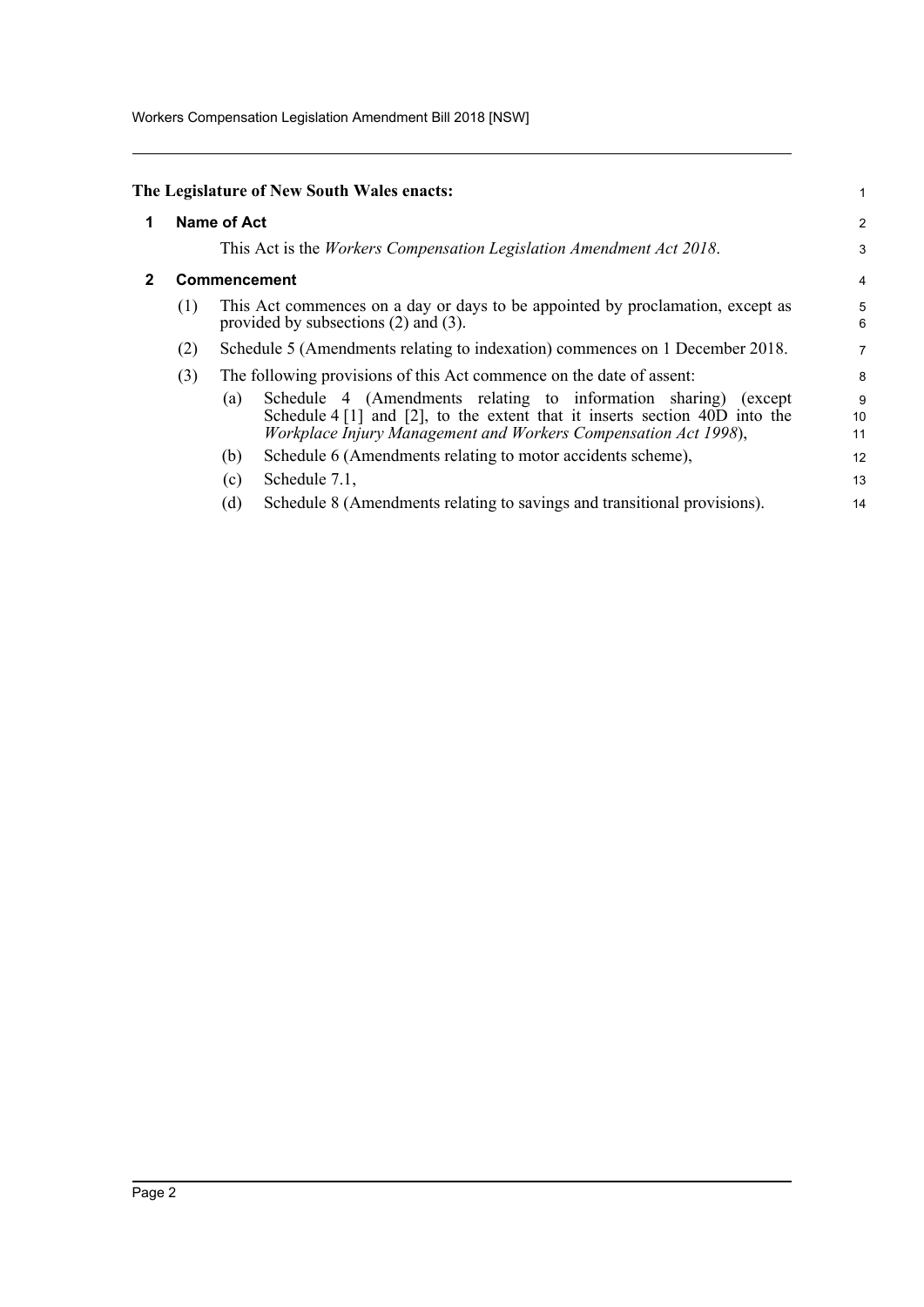**The Legislature of New South Wales enacts:**

## 1 Name of Act

This Act is the *Workers Compensation Legislation Amendment Act 2018*.

## 2 Commencement

(1) This Act commences on a day or days to be appointed by proclamation, except as provided by subsections (2) and (3).

(2) Schedule 5 (Amendments relating to indexation) commences on 1 December 2018.

(3) The following provisions of this Act commence on the date of assent:

- (a) Schedule 4 (Amendments relating to information sharing) (except Schedule 4 [1] and [2], to the extent that it inserts section 40D into the *Workplace Injury Management and Workers Compensation Act 1998*),
- (b) Schedule 6 (Amendments relating to motor accidents scheme),
- (c) Schedule 7.1,
- (d) Schedule 8 (Amendments relating to savings and transitional provisions).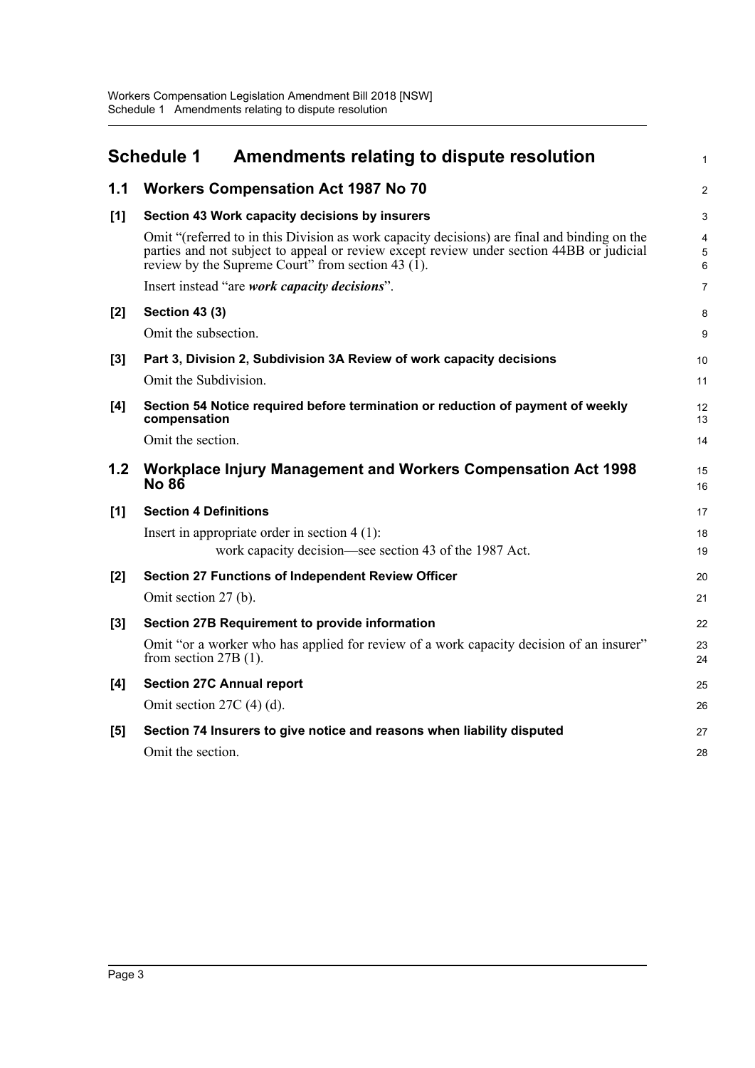# Schedule 1 Amendments relating to dispute resolution

## 1.1 Workers Compensation Act 1987 No 70

### [1] Section 43 Work capacity decisions by insurers

Omit "(referred to in this Division as work capacity decisions) are final and binding on the parties and not subject to appeal or review except review under section 44BB or judicial review by the Supreme Court" from section 43 (1).

Insert instead "are ***work capacity decisions***".

### [2] Section 43 (3)

Omit the subsection.

### [3] Part 3, Division 2, Subdivision 3A Review of work capacity decisions

Omit the Subdivision.

### [4] Section 54 Notice required before termination or reduction of payment of weekly compensation

Omit the section.

## 1.2 Workplace Injury Management and Workers Compensation Act 1998 No 86

### [1] Section 4 Definitions

Insert in appropriate order in section 4 (1):

work capacity decision—see section 43 of the 1987 Act.

### [2] Section 27 Functions of Independent Review Officer

Omit section 27 (b).

### [3] Section 27B Requirement to provide information

Omit "or a worker who has applied for review of a work capacity decision of an insurer" from section 27B (1).

### [4] Section 27C Annual report

Omit section 27C (4) (d).

### [5] Section 74 Insurers to give notice and reasons when liability disputed

Omit the section.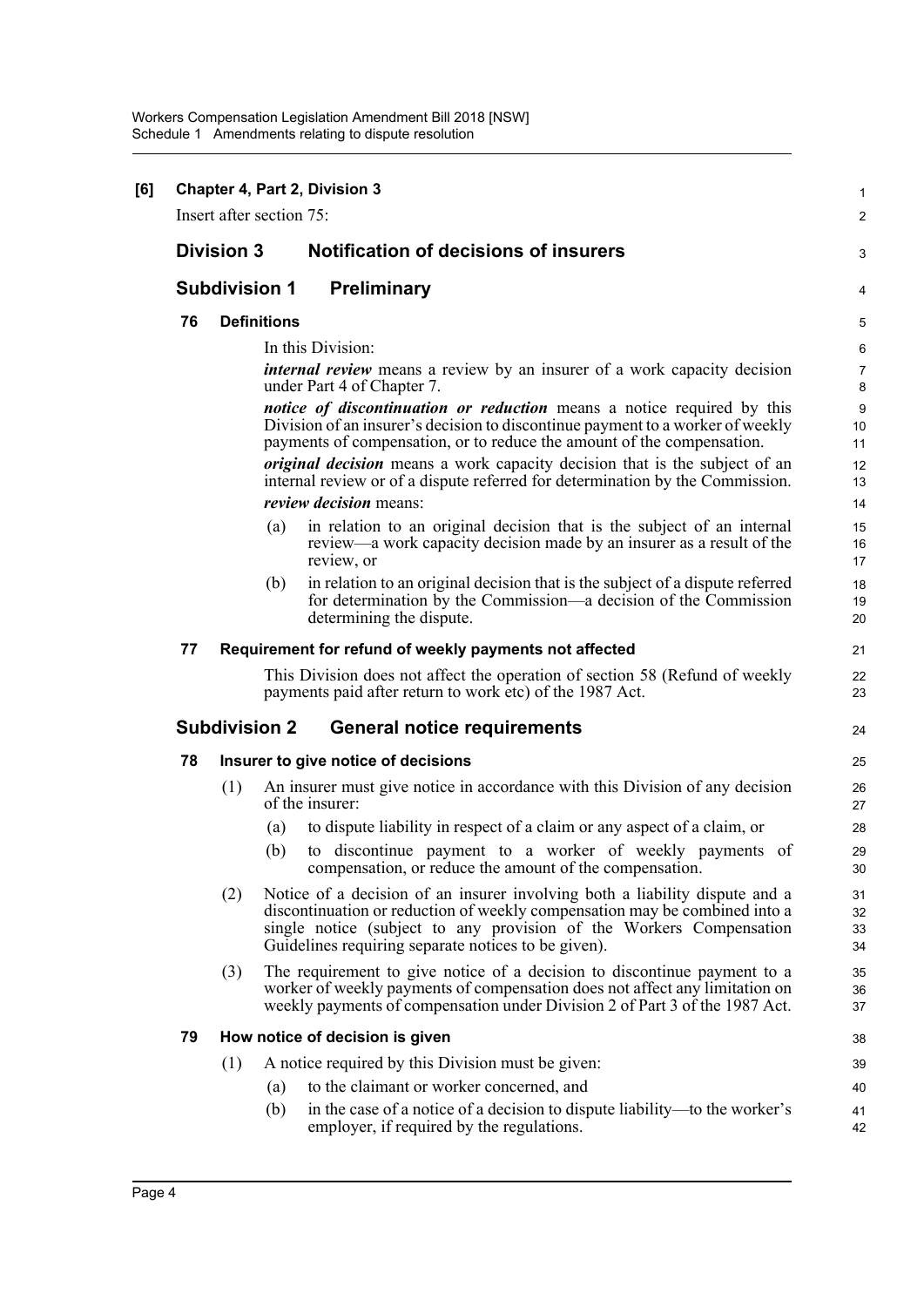**[6] Chapter 4, Part 2, Division 3**

Insert after section 75:

## Division 3 Notification of decisions of insurers

### Subdivision 1 Preliminary

**76 Definitions**

In this Division:

***internal review*** means a review by an insurer of a work capacity decision under Part 4 of Chapter 7.

***notice of discontinuation or reduction*** means a notice required by this Division of an insurer's decision to discontinue payment to a worker of weekly payments of compensation, or to reduce the amount of the compensation.

***original decision*** means a work capacity decision that is the subject of an internal review or of a dispute referred for determination by the Commission.

***review decision*** means:

- (a) in relation to an original decision that is the subject of an internal review—a work capacity decision made by an insurer as a result of the review, or
- (b) in relation to an original decision that is the subject of a dispute referred for determination by the Commission—a decision of the Commission determining the dispute.

**77 Requirement for refund of weekly payments not affected**

This Division does not affect the operation of section 58 (Refund of weekly payments paid after return to work etc) of the 1987 Act.

### Subdivision 2 General notice requirements

**78 Insurer to give notice of decisions**

(1) An insurer must give notice in accordance with this Division of any decision of the insurer:

- (a) to dispute liability in respect of a claim or any aspect of a claim, or
- (b) to discontinue payment to a worker of weekly payments of compensation, or reduce the amount of the compensation.

(2) Notice of a decision of an insurer involving both a liability dispute and a discontinuation or reduction of weekly compensation may be combined into a single notice (subject to any provision of the Workers Compensation Guidelines requiring separate notices to be given).

(3) The requirement to give notice of a decision to discontinue payment to a worker of weekly payments of compensation does not affect any limitation on weekly payments of compensation under Division 2 of Part 3 of the 1987 Act.

**79 How notice of decision is given**

(1) A notice required by this Division must be given:

- (a) to the claimant or worker concerned, and
- (b) in the case of a notice of a decision to dispute liability—to the worker's employer, if required by the regulations.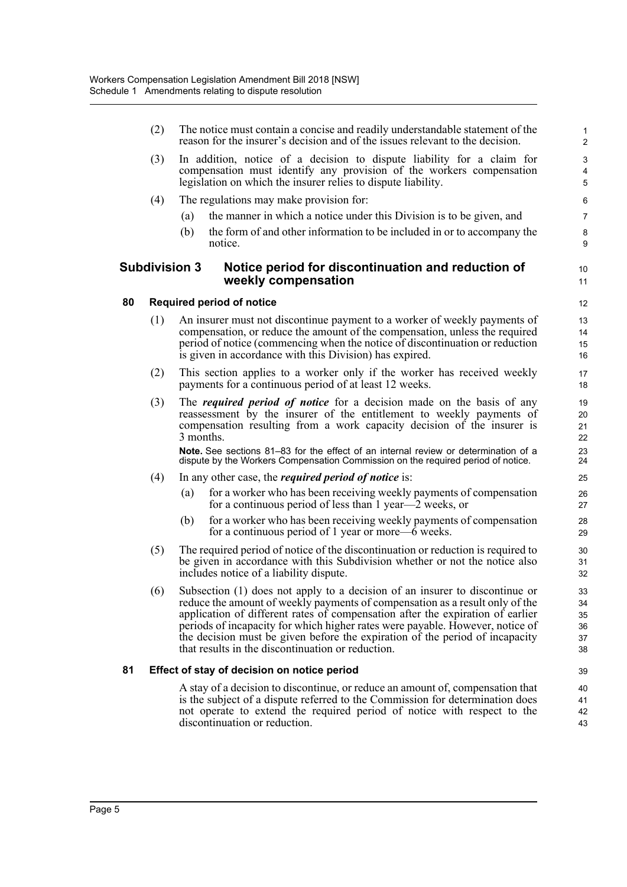(2) The notice must contain a concise and readily understandable statement of the reason for the insurer's decision and of the issues relevant to the decision.

(3) In addition, notice of a decision to dispute liability for a claim for compensation must identify any provision of the workers compensation legislation on which the insurer relies to dispute liability.

(4) The regulations may make provision for:

(a) the manner in which a notice under this Division is to be given, and

(b) the form of and other information to be included in or to accompany the notice.

## Subdivision 3 Notice period for discontinuation and reduction of weekly compensation

### 80 Required period of notice

(1) An insurer must not discontinue payment to a worker of weekly payments of compensation, or reduce the amount of the compensation, unless the required period of notice (commencing when the notice of discontinuation or reduction is given in accordance with this Division) has expired.

(2) This section applies to a worker only if the worker has received weekly payments for a continuous period of at least 12 weeks.

(3) The ***required period of notice*** for a decision made on the basis of any reassessment by the insurer of the entitlement to weekly payments of compensation resulting from a work capacity decision of the insurer is 3 months.

**Note.** See sections 81–83 for the effect of an internal review or determination of a dispute by the Workers Compensation Commission on the required period of notice.

(4) In any other case, the ***required period of notice*** is:

(a) for a worker who has been receiving weekly payments of compensation for a continuous period of less than 1 year—2 weeks, or

(b) for a worker who has been receiving weekly payments of compensation for a continuous period of 1 year or more—6 weeks.

(5) The required period of notice of the discontinuation or reduction is required to be given in accordance with this Subdivision whether or not the notice also includes notice of a liability dispute.

(6) Subsection (1) does not apply to a decision of an insurer to discontinue or reduce the amount of weekly payments of compensation as a result only of the application of different rates of compensation after the expiration of earlier periods of incapacity for which higher rates were payable. However, notice of the decision must be given before the expiration of the period of incapacity that results in the discontinuation or reduction.

### 81 Effect of stay of decision on notice period

A stay of a decision to discontinue, or reduce an amount of, compensation that is the subject of a dispute referred to the Commission for determination does not operate to extend the required period of notice with respect to the discontinuation or reduction.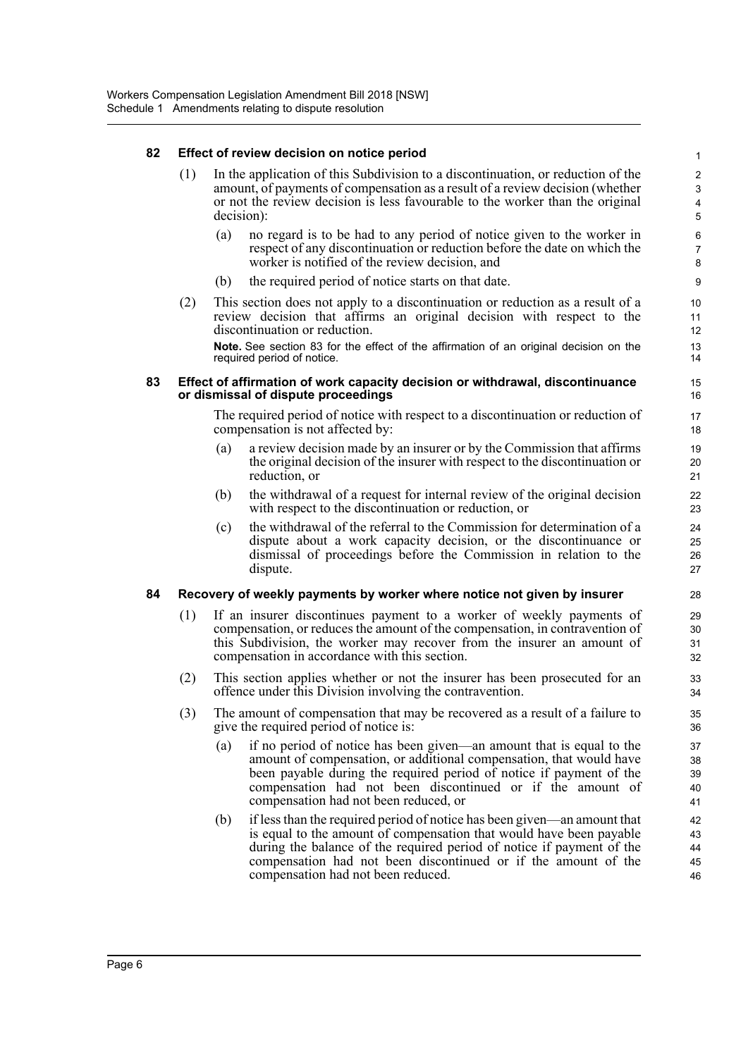### 82 Effect of review decision on notice period

(1) In the application of this Subdivision to a discontinuation, or reduction of the amount, of payments of compensation as a result of a review decision (whether or not the review decision is less favourable to the worker than the original decision):

(a) no regard is to be had to any period of notice given to the worker in respect of any discontinuation or reduction before the date on which the worker is notified of the review decision, and

(b) the required period of notice starts on that date.

(2) This section does not apply to a discontinuation or reduction as a result of a review decision that affirms an original decision with respect to the discontinuation or reduction.

**Note.** See section 83 for the effect of the affirmation of an original decision on the required period of notice.

### 83 Effect of affirmation of work capacity decision or withdrawal, discontinuance or dismissal of dispute proceedings

The required period of notice with respect to a discontinuation or reduction of compensation is not affected by:

(a) a review decision made by an insurer or by the Commission that affirms the original decision of the insurer with respect to the discontinuation or reduction, or

(b) the withdrawal of a request for internal review of the original decision with respect to the discontinuation or reduction, or

(c) the withdrawal of the referral to the Commission for determination of a dispute about a work capacity decision, or the discontinuance or dismissal of proceedings before the Commission in relation to the dispute.

### 84 Recovery of weekly payments by worker where notice not given by insurer

(1) If an insurer discontinues payment to a worker of weekly payments of compensation, or reduces the amount of the compensation, in contravention of this Subdivision, the worker may recover from the insurer an amount of compensation in accordance with this section.

(2) This section applies whether or not the insurer has been prosecuted for an offence under this Division involving the contravention.

(3) The amount of compensation that may be recovered as a result of a failure to give the required period of notice is:

(a) if no period of notice has been given—an amount that is equal to the amount of compensation, or additional compensation, that would have been payable during the required period of notice if payment of the compensation had not been discontinued or if the amount of compensation had not been reduced, or

(b) if less than the required period of notice has been given—an amount that is equal to the amount of compensation that would have been payable during the balance of the required period of notice if payment of the compensation had not been discontinued or if the amount of the compensation had not been reduced.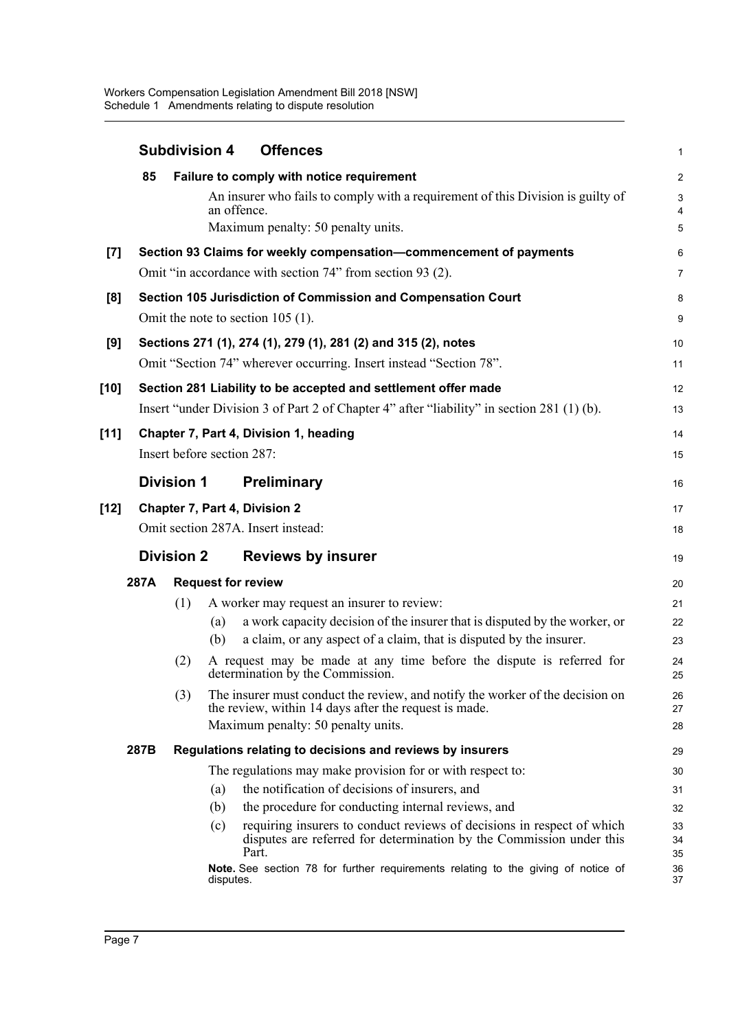### Subdivision 4 Offences

**85 Failure to comply with notice requirement**

An insurer who fails to comply with a requirement of this Division is guilty of an offence.

Maximum penalty: 50 penalty units.

**[7] Section 93 Claims for weekly compensation—commencement of payments**

Omit "in accordance with section 74" from section 93 (2).

**[8] Section 105 Jurisdiction of Commission and Compensation Court**

Omit the note to section 105 (1).

**[9] Sections 271 (1), 274 (1), 279 (1), 281 (2) and 315 (2), notes**

Omit "Section 74" wherever occurring. Insert instead "Section 78".

**[10] Section 281 Liability to be accepted and settlement offer made**

Insert "under Division 3 of Part 2 of Chapter 4" after "liability" in section 281 (1) (b).

**[11] Chapter 7, Part 4, Division 1, heading**

Insert before section 287:

### Division 1 Preliminary

**[12] Chapter 7, Part 4, Division 2**

Omit section 287A. Insert instead:

### Division 2 Reviews by insurer

**287A Request for review**

(1) A worker may request an insurer to review:

(a) a work capacity decision of the insurer that is disputed by the worker, or

(b) a claim, or any aspect of a claim, that is disputed by the insurer.

(2) A request may be made at any time before the dispute is referred for determination by the Commission.

(3) The insurer must conduct the review, and notify the worker of the decision on the review, within 14 days after the request is made.

Maximum penalty: 50 penalty units.

**287B Regulations relating to decisions and reviews by insurers**

The regulations may make provision for or with respect to:

(a) the notification of decisions of insurers, and

(b) the procedure for conducting internal reviews, and

(c) requiring insurers to conduct reviews of decisions in respect of which disputes are referred for determination by the Commission under this Part.

**Note.** See section 78 for further requirements relating to the giving of notice of disputes.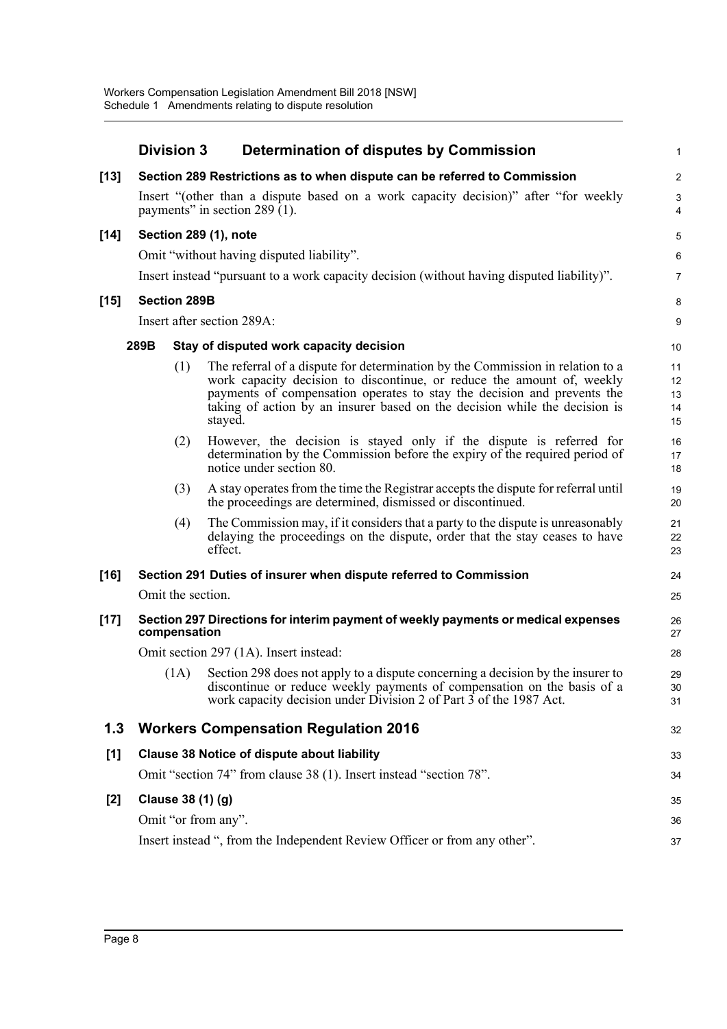### Division 3 Determination of disputes by Commission

**[13] Section 289 Restrictions as to when dispute can be referred to Commission**

Insert "(other than a dispute based on a work capacity decision)" after "for weekly payments" in section 289 (1).

**[14] Section 289 (1), note**

Omit "without having disputed liability".

Insert instead "pursuant to a work capacity decision (without having disputed liability)".

**[15] Section 289B**

Insert after section 289A:

**289B Stay of disputed work capacity decision**

(1) The referral of a dispute for determination by the Commission in relation to a work capacity decision to discontinue, or reduce the amount of, weekly payments of compensation operates to stay the decision and prevents the taking of action by an insurer based on the decision while the decision is stayed.

(2) However, the decision is stayed only if the dispute is referred for determination by the Commission before the expiry of the required period of notice under section 80.

(3) A stay operates from the time the Registrar accepts the dispute for referral until the proceedings are determined, dismissed or discontinued.

(4) The Commission may, if it considers that a party to the dispute is unreasonably delaying the proceedings on the dispute, order that the stay ceases to have effect.

**[16] Section 291 Duties of insurer when dispute referred to Commission**

Omit the section.

**[17] Section 297 Directions for interim payment of weekly payments or medical expenses compensation**

Omit section 297 (1A). Insert instead:

(1A) Section 298 does not apply to a dispute concerning a decision by the insurer to discontinue or reduce weekly payments of compensation on the basis of a work capacity decision under Division 2 of Part 3 of the 1987 Act.

## 1.3 Workers Compensation Regulation 2016

**[1] Clause 38 Notice of dispute about liability**

Omit "section 74" from clause 38 (1). Insert instead "section 78".

**[2] Clause 38 (1) (g)**

Omit "or from any".

Insert instead ", from the Independent Review Officer or from any other".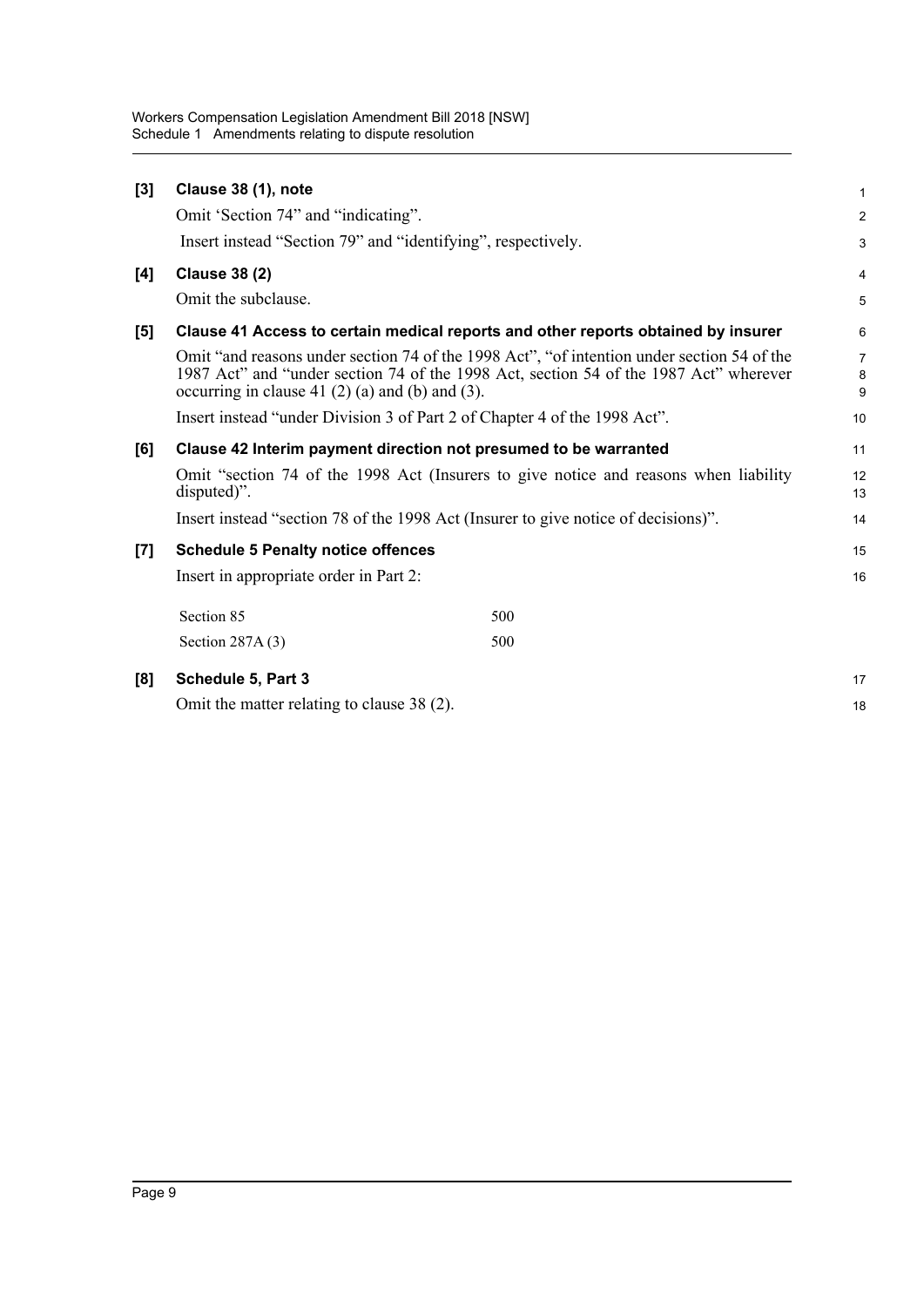**[3] Clause 38 (1), note**

Omit 'Section 74" and "indicating".

Insert instead "Section 79" and "identifying", respectively.

**[4] Clause 38 (2)**

Omit the subclause.

**[5] Clause 41 Access to certain medical reports and other reports obtained by insurer**

Omit "and reasons under section 74 of the 1998 Act", "of intention under section 54 of the 1987 Act" and "under section 74 of the 1998 Act, section 54 of the 1987 Act" wherever occurring in clause 41 (2) (a) and (b) and (3).

Insert instead "under Division 3 of Part 2 of Chapter 4 of the 1998 Act".

**[6] Clause 42 Interim payment direction not presumed to be warranted**

Omit "section 74 of the 1998 Act (Insurers to give notice and reasons when liability disputed)".

Insert instead "section 78 of the 1998 Act (Insurer to give notice of decisions)".

**[7] Schedule 5 Penalty notice offences**

Insert in appropriate order in Part 2:

| | |
|---|---|
| Section 85 | 500 |
| Section 287A (3) | 500 |

**[8] Schedule 5, Part 3**

Omit the matter relating to clause 38 (2).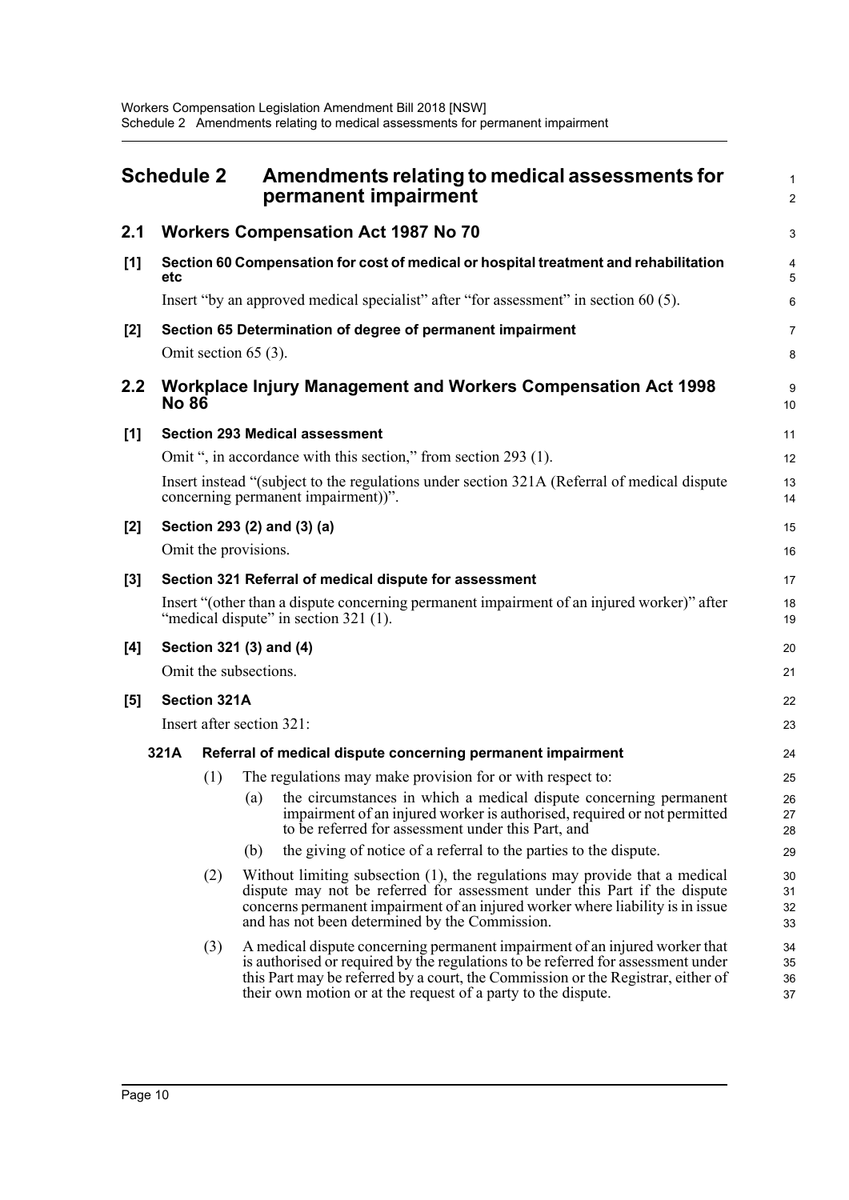# Schedule 2 Amendments relating to medical assessments for permanent impairment

## 2.1 Workers Compensation Act 1987 No 70

### [1] Section 60 Compensation for cost of medical or hospital treatment and rehabilitation etc

Insert "by an approved medical specialist" after "for assessment" in section 60 (5).

### [2] Section 65 Determination of degree of permanent impairment

Omit section 65 (3).

## 2.2 Workplace Injury Management and Workers Compensation Act 1998 No 86

### [1] Section 293 Medical assessment

Omit ", in accordance with this section," from section 293 (1).

Insert instead "(subject to the regulations under section 321A (Referral of medical dispute concerning permanent impairment))".

### [2] Section 293 (2) and (3) (a)

Omit the provisions.

### [3] Section 321 Referral of medical dispute for assessment

Insert "(other than a dispute concerning permanent impairment of an injured worker)" after "medical dispute" in section 321 (1).

### [4] Section 321 (3) and (4)

Omit the subsections.

### [5] Section 321A

Insert after section 321:

**321A Referral of medical dispute concerning permanent impairment**

(1) The regulations may make provision for or with respect to:

(a) the circumstances in which a medical dispute concerning permanent impairment of an injured worker is authorised, required or not permitted to be referred for assessment under this Part, and

(b) the giving of notice of a referral to the parties to the dispute.

(2) Without limiting subsection (1), the regulations may provide that a medical dispute may not be referred for assessment under this Part if the dispute concerns permanent impairment of an injured worker where liability is in issue and has not been determined by the Commission.

(3) A medical dispute concerning permanent impairment of an injured worker that is authorised or required by the regulations to be referred for assessment under this Part may be referred by a court, the Commission or the Registrar, either of their own motion or at the request of a party to the dispute.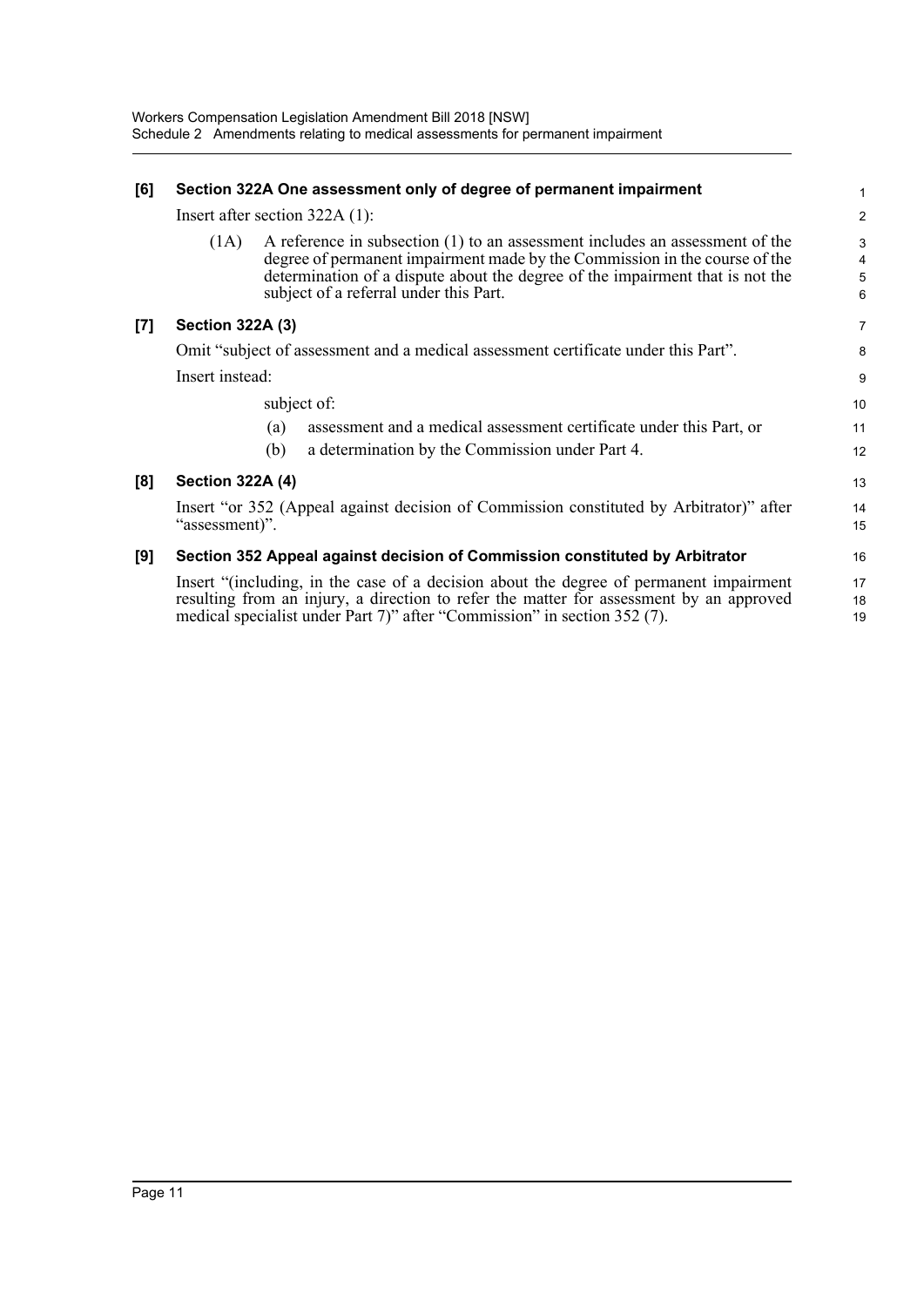**[6] Section 322A One assessment only of degree of permanent impairment**

Insert after section 322A (1):

(1A) A reference in subsection (1) to an assessment includes an assessment of the degree of permanent impairment made by the Commission in the course of the determination of a dispute about the degree of the impairment that is not the subject of a referral under this Part.

**[7] Section 322A (3)**

Omit "subject of assessment and a medical assessment certificate under this Part".

Insert instead:

subject of:

(a) assessment and a medical assessment certificate under this Part, or

(b) a determination by the Commission under Part 4.

**[8] Section 322A (4)**

Insert "or 352 (Appeal against decision of Commission constituted by Arbitrator)" after "assessment)".

**[9] Section 352 Appeal against decision of Commission constituted by Arbitrator**

Insert "(including, in the case of a decision about the degree of permanent impairment resulting from an injury, a direction to refer the matter for assessment by an approved medical specialist under Part 7)" after "Commission" in section 352 (7).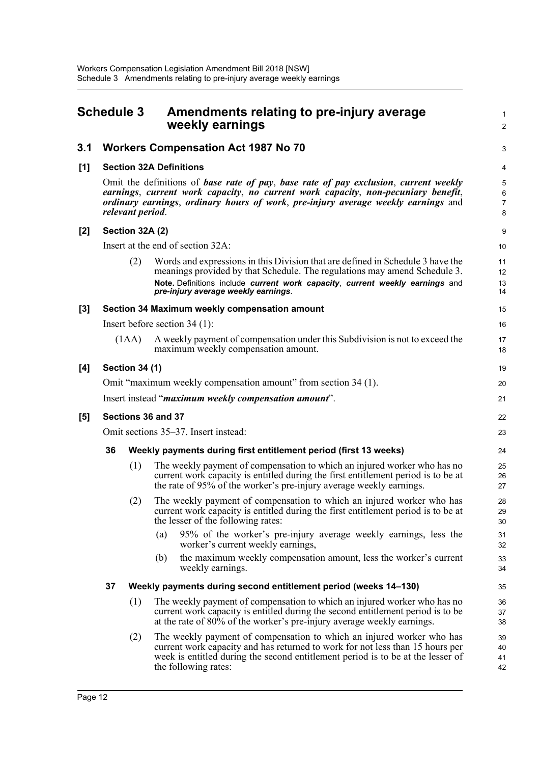# Schedule 3 Amendments relating to pre-injury average weekly earnings

## 3.1 Workers Compensation Act 1987 No 70

### [1] Section 32A Definitions

Omit the definitions of ***base rate of pay***, ***base rate of pay exclusion***, ***current weekly earnings***, ***current work capacity***, ***no current work capacity***, ***non-pecuniary benefit***, ***ordinary earnings***, ***ordinary hours of work***, ***pre-injury average weekly earnings*** and ***relevant period***.

### [2] Section 32A (2)

Insert at the end of section 32A:

(2) Words and expressions in this Division that are defined in Schedule 3 have the meanings provided by that Schedule. The regulations may amend Schedule 3.

**Note.** Definitions include ***current work capacity***, ***current weekly earnings*** and ***pre-injury average weekly earnings***.

### [3] Section 34 Maximum weekly compensation amount

Insert before section 34 (1):

(1AA) A weekly payment of compensation under this Subdivision is not to exceed the maximum weekly compensation amount.

### [4] Section 34 (1)

Omit "maximum weekly compensation amount" from section 34 (1).

Insert instead "***maximum weekly compensation amount***".

### [5] Sections 36 and 37

Omit sections 35–37. Insert instead:

**36 Weekly payments during first entitlement period (first 13 weeks)**

(1) The weekly payment of compensation to which an injured worker who has no current work capacity is entitled during the first entitlement period is to be at the rate of 95% of the worker's pre-injury average weekly earnings.

(2) The weekly payment of compensation to which an injured worker who has current work capacity is entitled during the first entitlement period is to be at the lesser of the following rates:

(a) 95% of the worker's pre-injury average weekly earnings, less the worker's current weekly earnings,

(b) the maximum weekly compensation amount, less the worker's current weekly earnings.

**37 Weekly payments during second entitlement period (weeks 14–130)**

(1) The weekly payment of compensation to which an injured worker who has no current work capacity is entitled during the second entitlement period is to be at the rate of 80% of the worker's pre-injury average weekly earnings.

(2) The weekly payment of compensation to which an injured worker who has current work capacity and has returned to work for not less than 15 hours per week is entitled during the second entitlement period is to be at the lesser of the following rates: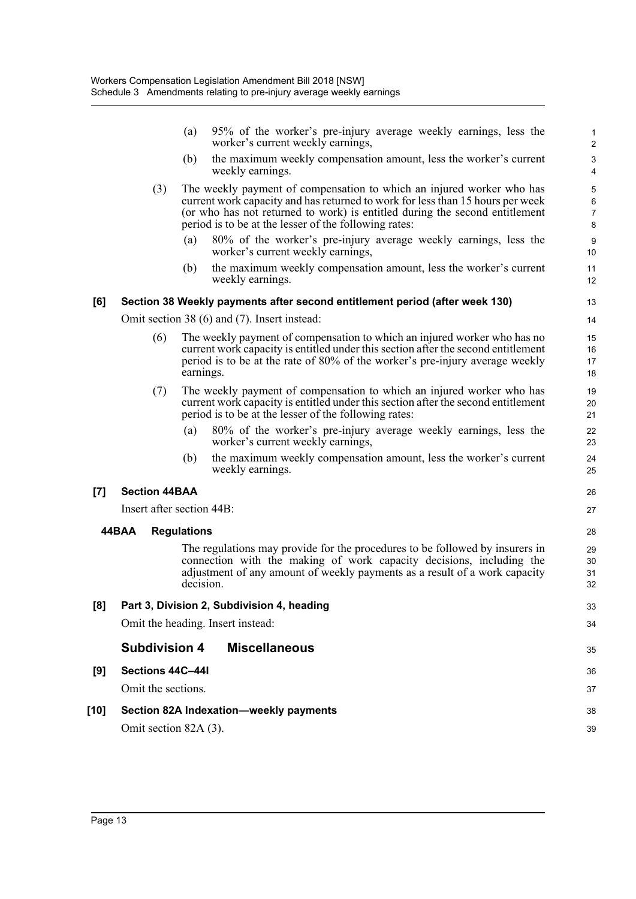(a) 95% of the worker's pre-injury average weekly earnings, less the worker's current weekly earnings,

(b) the maximum weekly compensation amount, less the worker's current weekly earnings.

(3) The weekly payment of compensation to which an injured worker who has current work capacity and has returned to work for less than 15 hours per week (or who has not returned to work) is entitled during the second entitlement period is to be at the lesser of the following rates:

(a) 80% of the worker's pre-injury average weekly earnings, less the worker's current weekly earnings,

(b) the maximum weekly compensation amount, less the worker's current weekly earnings.

**[6] Section 38 Weekly payments after second entitlement period (after week 130)**

Omit section 38 (6) and (7). Insert instead:

(6) The weekly payment of compensation to which an injured worker who has no current work capacity is entitled under this section after the second entitlement period is to be at the rate of 80% of the worker's pre-injury average weekly earnings.

(7) The weekly payment of compensation to which an injured worker who has current work capacity is entitled under this section after the second entitlement period is to be at the lesser of the following rates:

(a) 80% of the worker's pre-injury average weekly earnings, less the worker's current weekly earnings,

(b) the maximum weekly compensation amount, less the worker's current weekly earnings.

**[7] Section 44BAA**

Insert after section 44B:

**44BAA Regulations**

The regulations may provide for the procedures to be followed by insurers in connection with the making of work capacity decisions, including the adjustment of any amount of weekly payments as a result of a work capacity decision.

**[8] Part 3, Division 2, Subdivision 4, heading**

Omit the heading. Insert instead:

## Subdivision 4 Miscellaneous

**[9] Sections 44C–44I**

Omit the sections.

**[10] Section 82A Indexation—weekly payments**

Omit section 82A (3).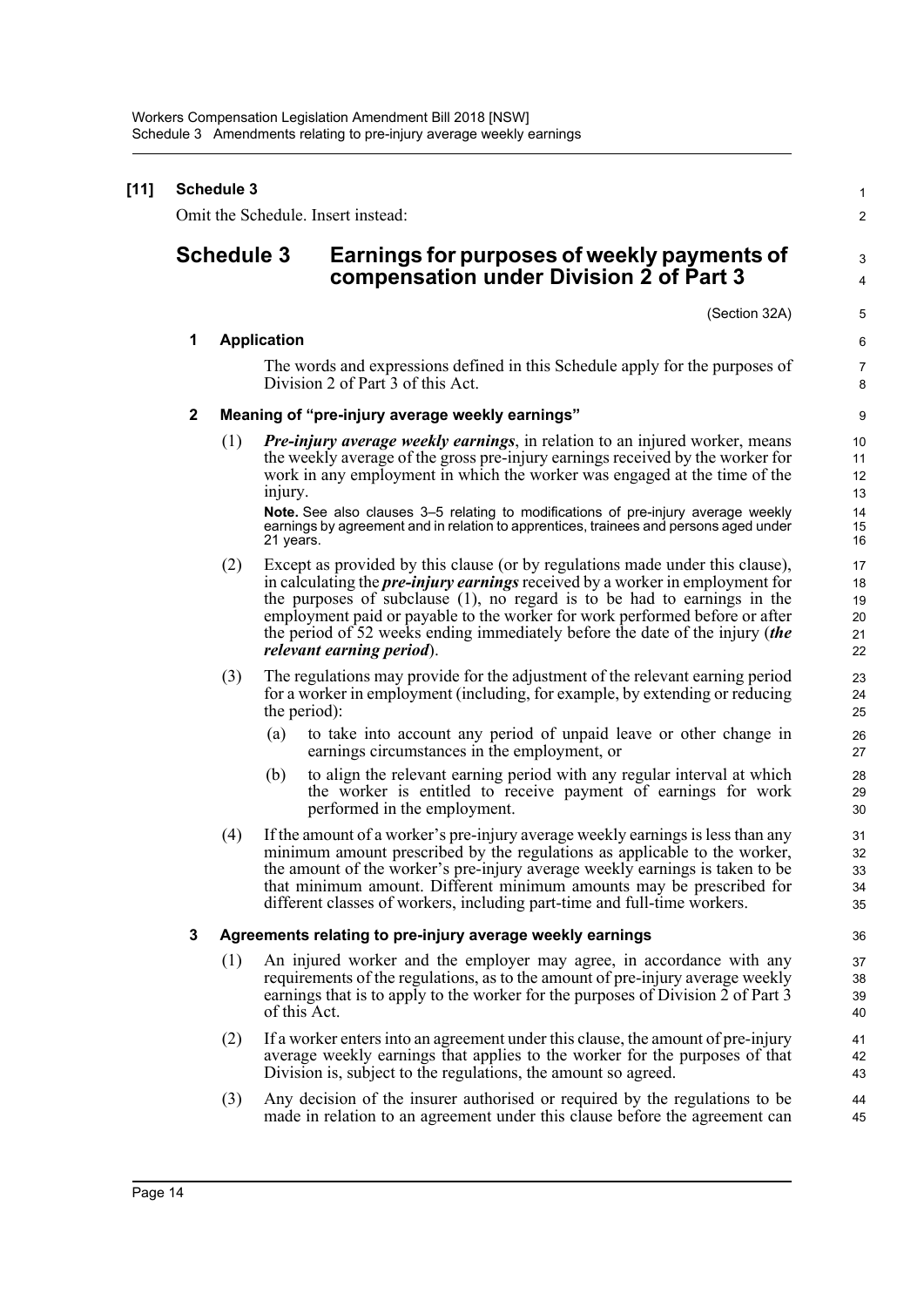**[11] Schedule 3**

Omit the Schedule. Insert instead:

## Schedule 3 Earnings for purposes of weekly payments of compensation under Division 2 of Part 3

(Section 32A)

### 1 Application

The words and expressions defined in this Schedule apply for the purposes of Division 2 of Part 3 of this Act.

### 2 Meaning of "pre-injury average weekly earnings"

(1) ***Pre-injury average weekly earnings***, in relation to an injured worker, means the weekly average of the gross pre-injury earnings received by the worker for work in any employment in which the worker was engaged at the time of the injury.

**Note.** See also clauses 3–5 relating to modifications of pre-injury average weekly earnings by agreement and in relation to apprentices, trainees and persons aged under 21 years.

(2) Except as provided by this clause (or by regulations made under this clause), in calculating the ***pre-injury earnings*** received by a worker in employment for the purposes of subclause (1), no regard is to be had to earnings in the employment paid or payable to the worker for work performed before or after the period of 52 weeks ending immediately before the date of the injury (***the relevant earning period***).

(3) The regulations may provide for the adjustment of the relevant earning period for a worker in employment (including, for example, by extending or reducing the period):

(a) to take into account any period of unpaid leave or other change in earnings circumstances in the employment, or

(b) to align the relevant earning period with any regular interval at which the worker is entitled to receive payment of earnings for work performed in the employment.

(4) If the amount of a worker's pre-injury average weekly earnings is less than any minimum amount prescribed by the regulations as applicable to the worker, the amount of the worker's pre-injury average weekly earnings is taken to be that minimum amount. Different minimum amounts may be prescribed for different classes of workers, including part-time and full-time workers.

### 3 Agreements relating to pre-injury average weekly earnings

(1) An injured worker and the employer may agree, in accordance with any requirements of the regulations, as to the amount of pre-injury average weekly earnings that is to apply to the worker for the purposes of Division 2 of Part 3 of this Act.

(2) If a worker enters into an agreement under this clause, the amount of pre-injury average weekly earnings that applies to the worker for the purposes of that Division is, subject to the regulations, the amount so agreed.

(3) Any decision of the insurer authorised or required by the regulations to be made in relation to an agreement under this clause before the agreement can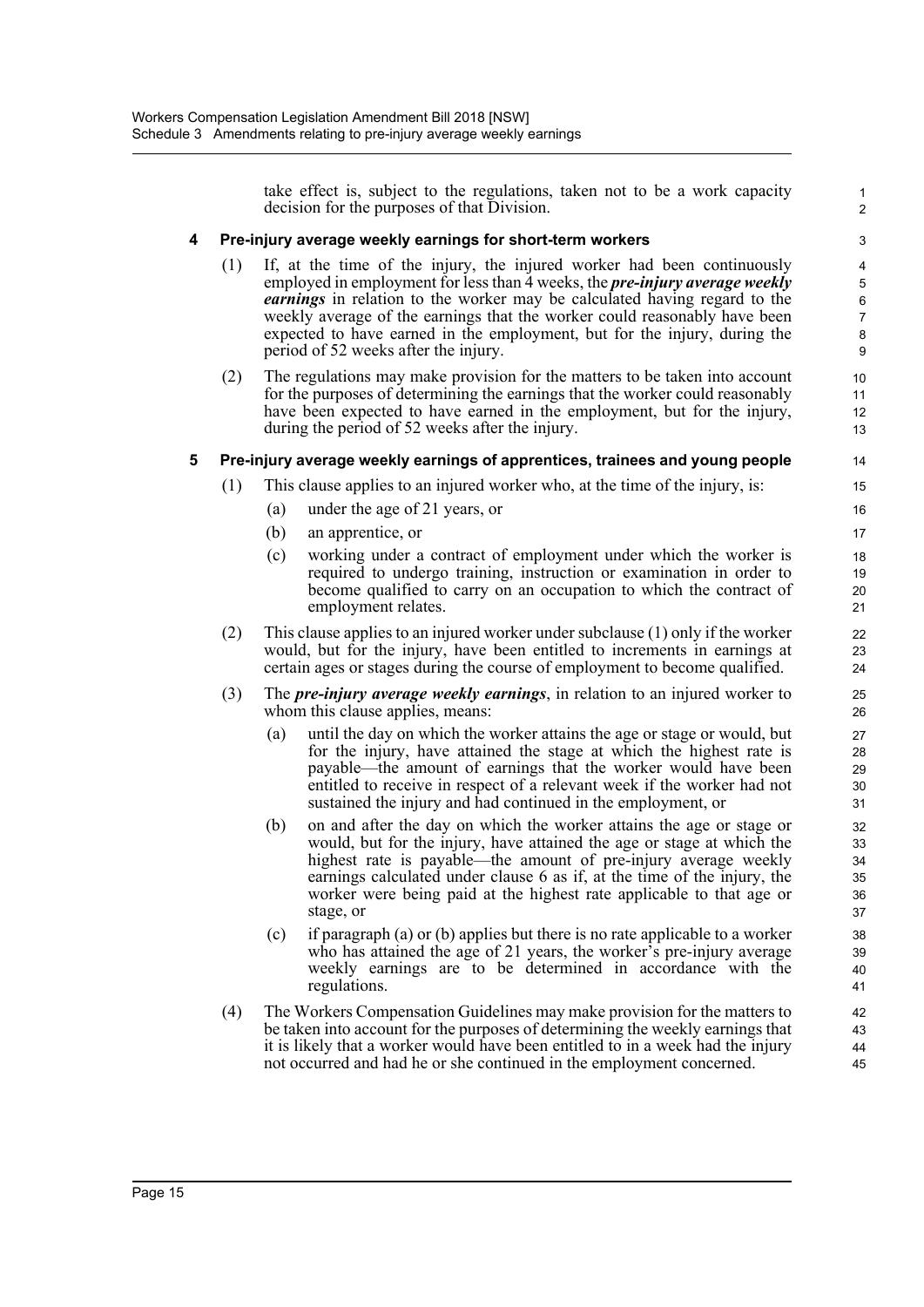take effect is, subject to the regulations, taken not to be a work capacity decision for the purposes of that Division.

**4 Pre-injury average weekly earnings for short-term workers**

(1) If, at the time of the injury, the injured worker had been continuously employed in employment for less than 4 weeks, the ***pre-injury average weekly earnings*** in relation to the worker may be calculated having regard to the weekly average of the earnings that the worker could reasonably have been expected to have earned in the employment, but for the injury, during the period of 52 weeks after the injury.

(2) The regulations may make provision for the matters to be taken into account for the purposes of determining the earnings that the worker could reasonably have been expected to have earned in the employment, but for the injury, during the period of 52 weeks after the injury.

**5 Pre-injury average weekly earnings of apprentices, trainees and young people**

(1) This clause applies to an injured worker who, at the time of the injury, is:

(a) under the age of 21 years, or

(b) an apprentice, or

(c) working under a contract of employment under which the worker is required to undergo training, instruction or examination in order to become qualified to carry on an occupation to which the contract of employment relates.

(2) This clause applies to an injured worker under subclause (1) only if the worker would, but for the injury, have been entitled to increments in earnings at certain ages or stages during the course of employment to become qualified.

(3) The ***pre-injury average weekly earnings***, in relation to an injured worker to whom this clause applies, means:

(a) until the day on which the worker attains the age or stage or would, but for the injury, have attained the stage at which the highest rate is payable—the amount of earnings that the worker would have been entitled to receive in respect of a relevant week if the worker had not sustained the injury and had continued in the employment, or

(b) on and after the day on which the worker attains the age or stage or would, but for the injury, have attained the age or stage at which the highest rate is payable—the amount of pre-injury average weekly earnings calculated under clause 6 as if, at the time of the injury, the worker were being paid at the highest rate applicable to that age or stage, or

(c) if paragraph (a) or (b) applies but there is no rate applicable to a worker who has attained the age of 21 years, the worker's pre-injury average weekly earnings are to be determined in accordance with the regulations.

(4) The Workers Compensation Guidelines may make provision for the matters to be taken into account for the purposes of determining the weekly earnings that it is likely that a worker would have been entitled to in a week had the injury not occurred and had he or she continued in the employment concerned.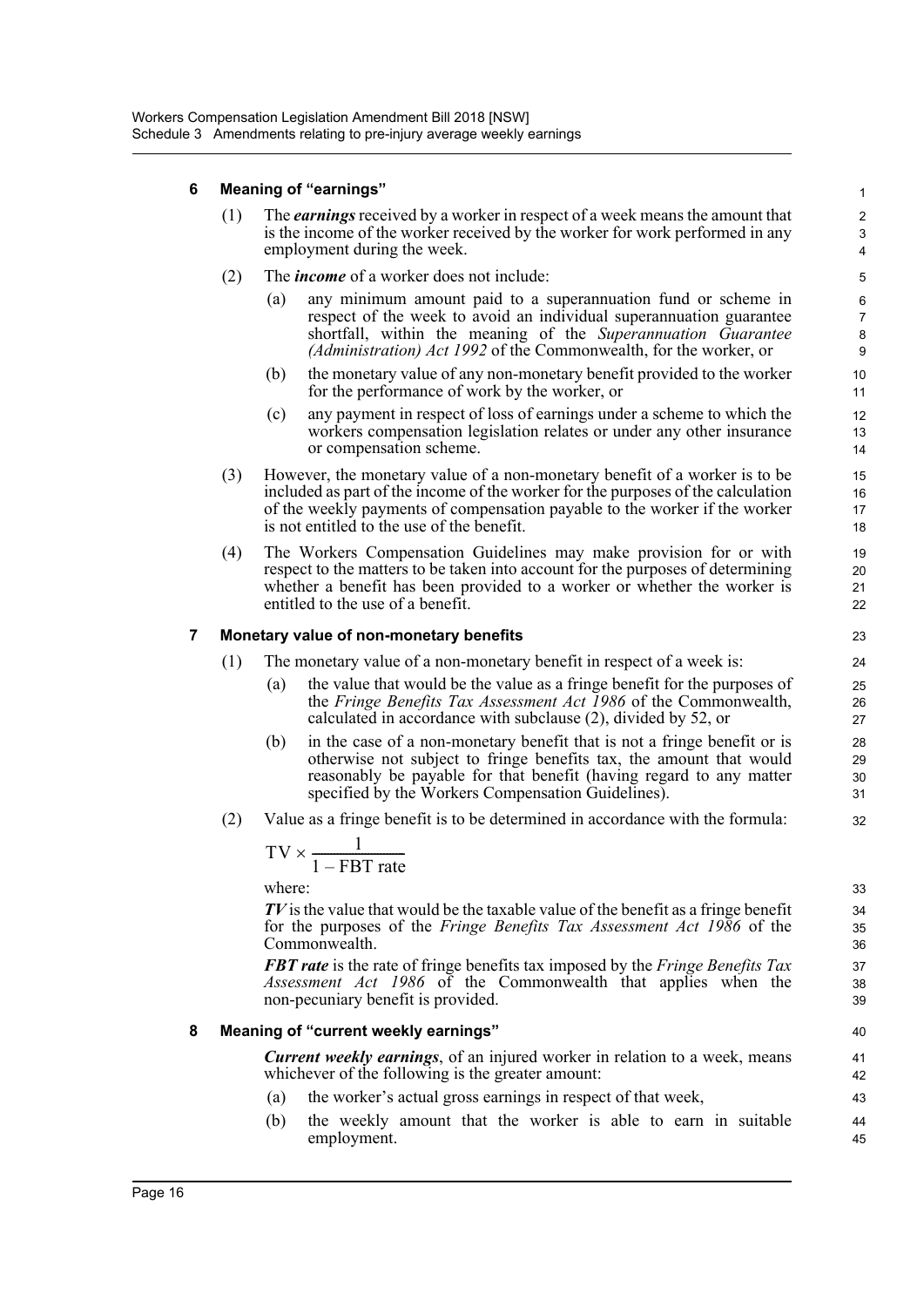### 6 Meaning of "earnings"

(1) The ***earnings*** received by a worker in respect of a week means the amount that is the income of the worker received by the worker for work performed in any employment during the week.

(2) The ***income*** of a worker does not include:

(a) any minimum amount paid to a superannuation fund or scheme in respect of the week to avoid an individual superannuation guarantee shortfall, within the meaning of the *Superannuation Guarantee (Administration) Act 1992* of the Commonwealth, for the worker, or

(b) the monetary value of any non-monetary benefit provided to the worker for the performance of work by the worker, or

(c) any payment in respect of loss of earnings under a scheme to which the workers compensation legislation relates or under any other insurance or compensation scheme.

(3) However, the monetary value of a non-monetary benefit of a worker is to be included as part of the income of the worker for the purposes of the calculation of the weekly payments of compensation payable to the worker if the worker is not entitled to the use of the benefit.

(4) The Workers Compensation Guidelines may make provision for or with respect to the matters to be taken into account for the purposes of determining whether a benefit has been provided to a worker or whether the worker is entitled to the use of a benefit.

### 7 Monetary value of non-monetary benefits

(1) The monetary value of a non-monetary benefit in respect of a week is:

(a) the value that would be the value as a fringe benefit for the purposes of the *Fringe Benefits Tax Assessment Act 1986* of the Commonwealth, calculated in accordance with subclause (2), divided by 52, or

(b) in the case of a non-monetary benefit that is not a fringe benefit or is otherwise not subject to fringe benefits tax, the amount that would reasonably be payable for that benefit (having regard to any matter specified by the Workers Compensation Guidelines).

(2) Value as a fringe benefit is to be determined in accordance with the formula:

$$\text{TV} \times \frac{1}{1 - \text{FBT rate}}$$

where:

***TV*** is the value that would be the taxable value of the benefit as a fringe benefit for the purposes of the *Fringe Benefits Tax Assessment Act 1986* of the Commonwealth.

***FBT rate*** is the rate of fringe benefits tax imposed by the *Fringe Benefits Tax Assessment Act 1986* of the Commonwealth that applies when the non-pecuniary benefit is provided.

### 8 Meaning of "current weekly earnings"

***Current weekly earnings***, of an injured worker in relation to a week, means whichever of the following is the greater amount:

(a) the worker's actual gross earnings in respect of that week,

(b) the weekly amount that the worker is able to earn in suitable employment.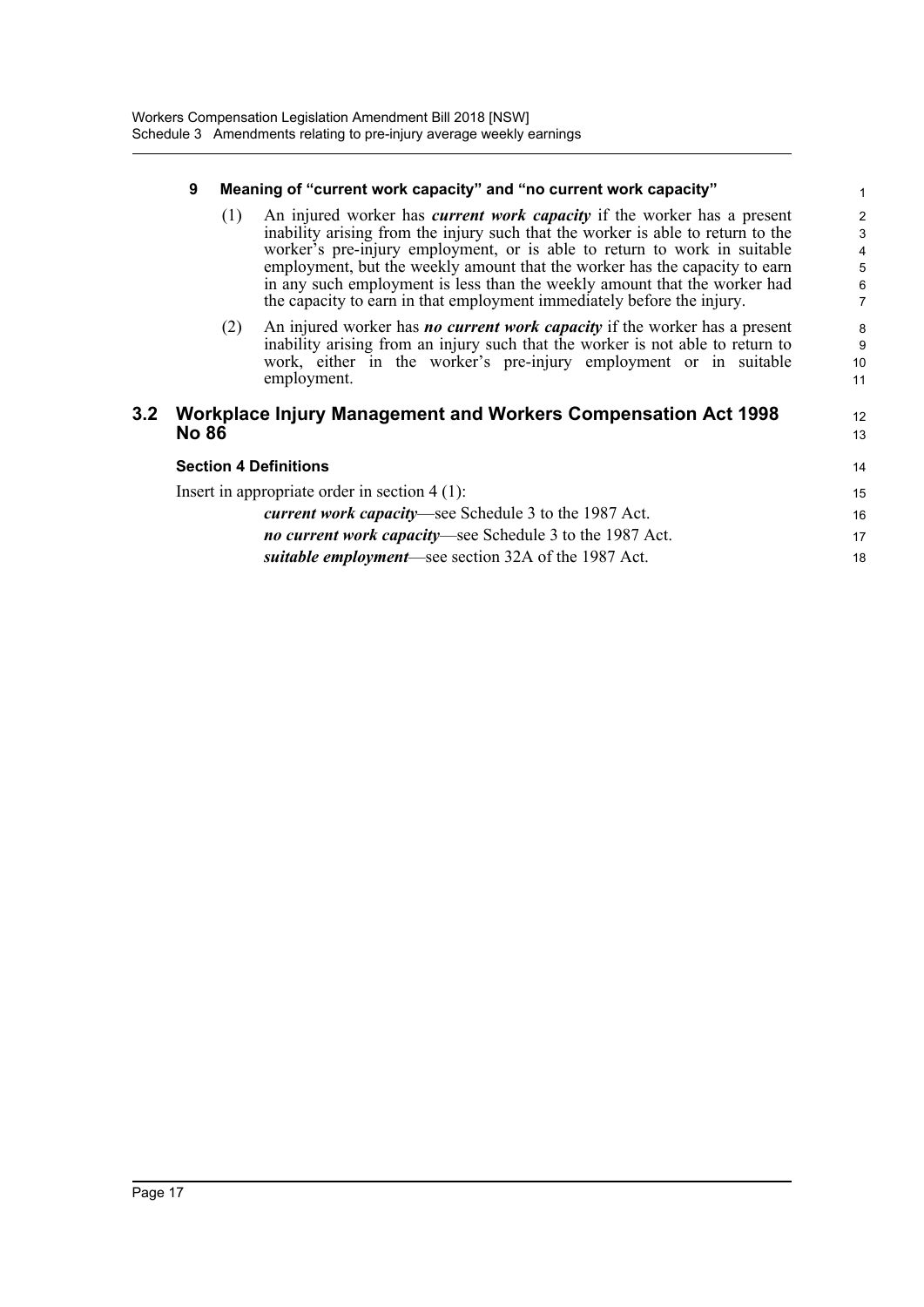#### 9 Meaning of "current work capacity" and "no current work capacity"

(1) An injured worker has ***current work capacity*** if the worker has a present inability arising from the injury such that the worker is able to return to the worker's pre-injury employment, or is able to return to work in suitable employment, but the weekly amount that the worker has the capacity to earn in any such employment is less than the weekly amount that the worker had the capacity to earn in that employment immediately before the injury.

(2) An injured worker has ***no current work capacity*** if the worker has a present inability arising from an injury such that the worker is not able to return to work, either in the worker's pre-injury employment or in suitable employment.

## 3.2 Workplace Injury Management and Workers Compensation Act 1998 No 86

### Section 4 Definitions

Insert in appropriate order in section 4 (1):

***current work capacity***—see Schedule 3 to the 1987 Act.

***no current work capacity***—see Schedule 3 to the 1987 Act.

***suitable employment***—see section 32A of the 1987 Act.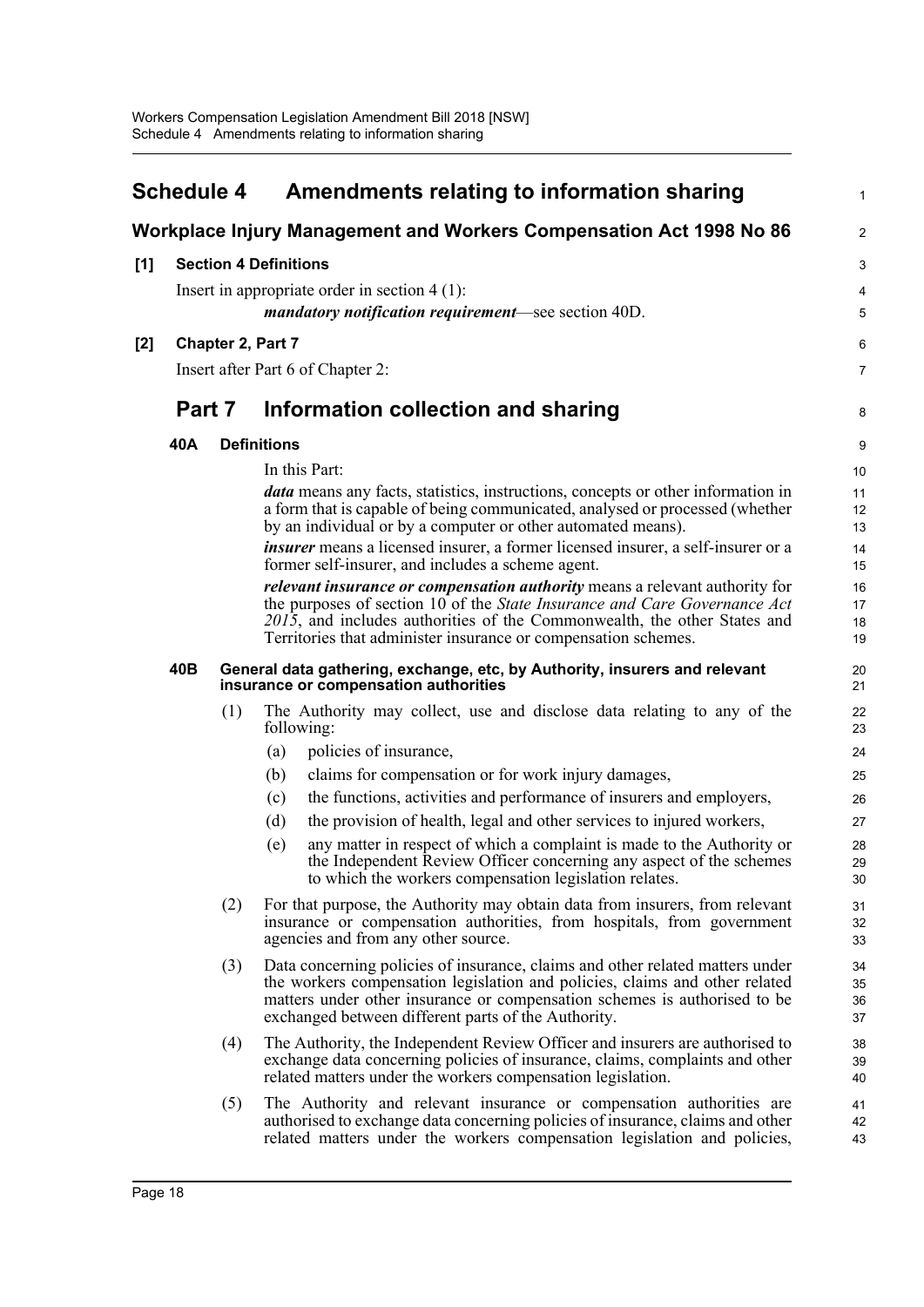# Schedule 4 Amendments relating to information sharing

## Workplace Injury Management and Workers Compensation Act 1998 No 86

**[1] Section 4 Definitions**

Insert in appropriate order in section 4 (1):

***mandatory notification requirement***—see section 40D.

**[2] Chapter 2, Part 7**

Insert after Part 6 of Chapter 2:

## Part 7 Information collection and sharing

### 40A Definitions

In this Part:

***data*** means any facts, statistics, instructions, concepts or other information in a form that is capable of being communicated, analysed or processed (whether by an individual or by a computer or other automated means).

***insurer*** means a licensed insurer, a former licensed insurer, a self-insurer or a former self-insurer, and includes a scheme agent.

***relevant insurance or compensation authority*** means a relevant authority for the purposes of section 10 of the *State Insurance and Care Governance Act 2015*, and includes authorities of the Commonwealth, the other States and Territories that administer insurance or compensation schemes.

### 40B General data gathering, exchange, etc, by Authority, insurers and relevant insurance or compensation authorities

(1) The Authority may collect, use and disclose data relating to any of the following:

- (a) policies of insurance,
- (b) claims for compensation or for work injury damages,
- (c) the functions, activities and performance of insurers and employers,
- (d) the provision of health, legal and other services to injured workers,
- (e) any matter in respect of which a complaint is made to the Authority or the Independent Review Officer concerning any aspect of the schemes to which the workers compensation legislation relates.

(2) For that purpose, the Authority may obtain data from insurers, from relevant insurance or compensation authorities, from hospitals, from government agencies and from any other source.

(3) Data concerning policies of insurance, claims and other related matters under the workers compensation legislation and policies, claims and other related matters under other insurance or compensation schemes is authorised to be exchanged between different parts of the Authority.

(4) The Authority, the Independent Review Officer and insurers are authorised to exchange data concerning policies of insurance, claims, complaints and other related matters under the workers compensation legislation.

(5) The Authority and relevant insurance or compensation authorities are authorised to exchange data concerning policies of insurance, claims and other related matters under the workers compensation legislation and policies,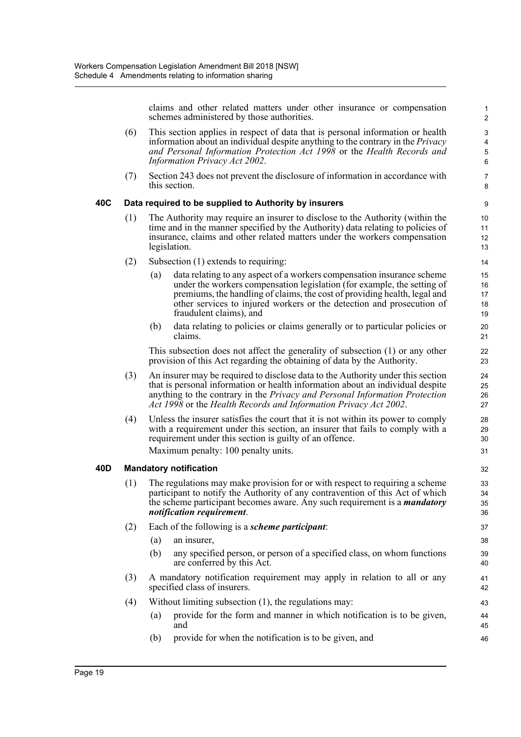claims and other related matters under other insurance or compensation schemes administered by those authorities.

(6) This section applies in respect of data that is personal information or health information about an individual despite anything to the contrary in the *Privacy and Personal Information Protection Act 1998* or the *Health Records and Information Privacy Act 2002*.

(7) Section 243 does not prevent the disclosure of information in accordance with this section.

**40C Data required to be supplied to Authority by insurers**

(1) The Authority may require an insurer to disclose to the Authority (within the time and in the manner specified by the Authority) data relating to policies of insurance, claims and other related matters under the workers compensation legislation.

(2) Subsection (1) extends to requiring:

(a) data relating to any aspect of a workers compensation insurance scheme under the workers compensation legislation (for example, the setting of premiums, the handling of claims, the cost of providing health, legal and other services to injured workers or the detection and prosecution of fraudulent claims), and

(b) data relating to policies or claims generally or to particular policies or claims.

This subsection does not affect the generality of subsection (1) or any other provision of this Act regarding the obtaining of data by the Authority.

(3) An insurer may be required to disclose data to the Authority under this section that is personal information or health information about an individual despite anything to the contrary in the *Privacy and Personal Information Protection Act 1998* or the *Health Records and Information Privacy Act 2002*.

(4) Unless the insurer satisfies the court that it is not within its power to comply with a requirement under this section, an insurer that fails to comply with a requirement under this section is guilty of an offence.

Maximum penalty: 100 penalty units.

**40D Mandatory notification**

(1) The regulations may make provision for or with respect to requiring a scheme participant to notify the Authority of any contravention of this Act of which the scheme participant becomes aware. Any such requirement is a ***mandatory notification requirement***.

(2) Each of the following is a ***scheme participant***:

(a) an insurer,

(b) any specified person, or person of a specified class, on whom functions are conferred by this Act.

(3) A mandatory notification requirement may apply in relation to all or any specified class of insurers.

(4) Without limiting subsection (1), the regulations may:

(a) provide for the form and manner in which notification is to be given, and

(b) provide for when the notification is to be given, and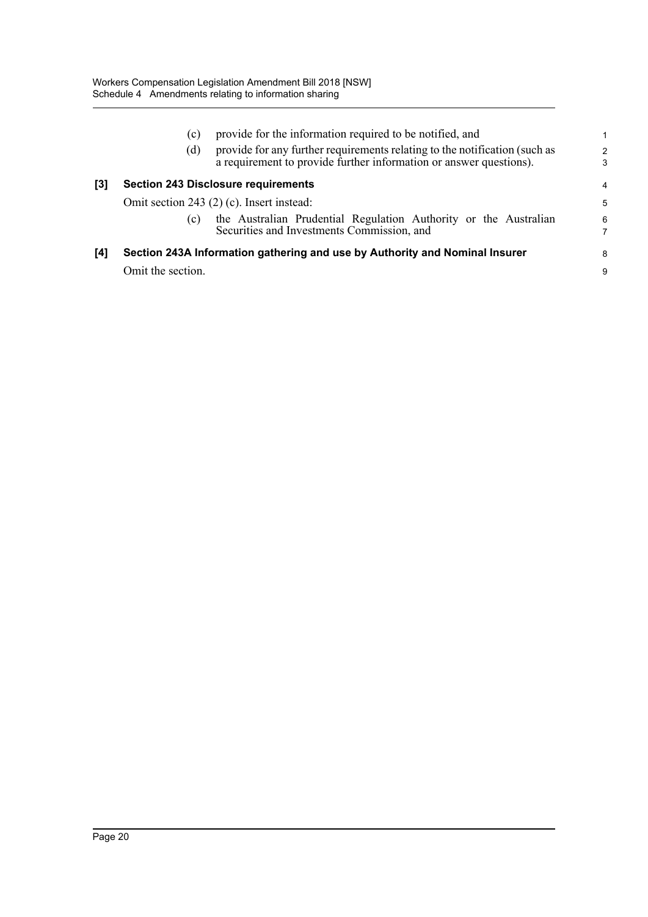(c) provide for the information required to be notified, and

(d) provide for any further requirements relating to the notification (such as a requirement to provide further information or answer questions).

**[3] Section 243 Disclosure requirements**

Omit section 243 (2) (c). Insert instead:

(c) the Australian Prudential Regulation Authority or the Australian Securities and Investments Commission, and

**[4] Section 243A Information gathering and use by Authority and Nominal Insurer**

Omit the section.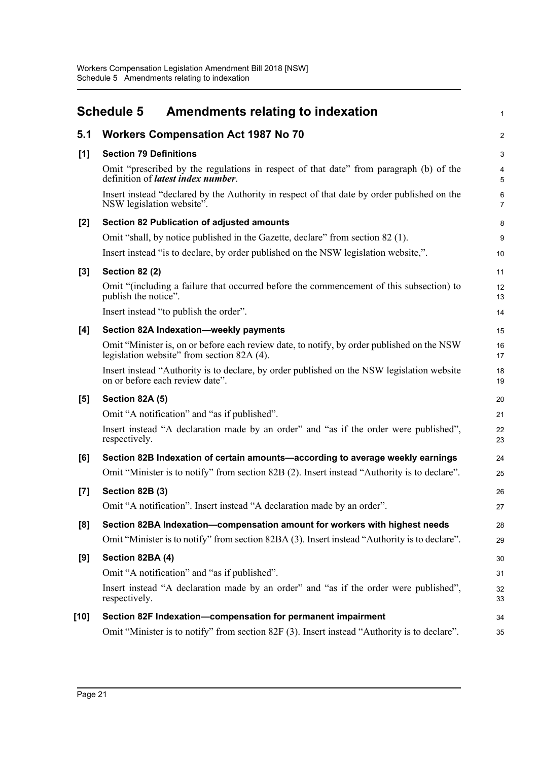# Schedule 5 Amendments relating to indexation

## 5.1 Workers Compensation Act 1987 No 70

### [1] Section 79 Definitions

Omit "prescribed by the regulations in respect of that date" from paragraph (b) of the definition of ***latest index number***.

Insert instead "declared by the Authority in respect of that date by order published on the NSW legislation website".

### [2] Section 82 Publication of adjusted amounts

Omit "shall, by notice published in the Gazette, declare" from section 82 (1).

Insert instead "is to declare, by order published on the NSW legislation website,".

### [3] Section 82 (2)

Omit "(including a failure that occurred before the commencement of this subsection) to publish the notice".

Insert instead "to publish the order".

### [4] Section 82A Indexation—weekly payments

Omit "Minister is, on or before each review date, to notify, by order published on the NSW legislation website" from section 82A (4).

Insert instead "Authority is to declare, by order published on the NSW legislation website on or before each review date".

### [5] Section 82A (5)

Omit "A notification" and "as if published".

Insert instead "A declaration made by an order" and "as if the order were published", respectively.

### [6] Section 82B Indexation of certain amounts—according to average weekly earnings

Omit "Minister is to notify" from section 82B (2). Insert instead "Authority is to declare".

### [7] Section 82B (3)

Omit "A notification". Insert instead "A declaration made by an order".

### [8] Section 82BA Indexation—compensation amount for workers with highest needs

Omit "Minister is to notify" from section 82BA (3). Insert instead "Authority is to declare".

### [9] Section 82BA (4)

Omit "A notification" and "as if published".

Insert instead "A declaration made by an order" and "as if the order were published", respectively.

### [10] Section 82F Indexation—compensation for permanent impairment

Omit "Minister is to notify" from section 82F (3). Insert instead "Authority is to declare".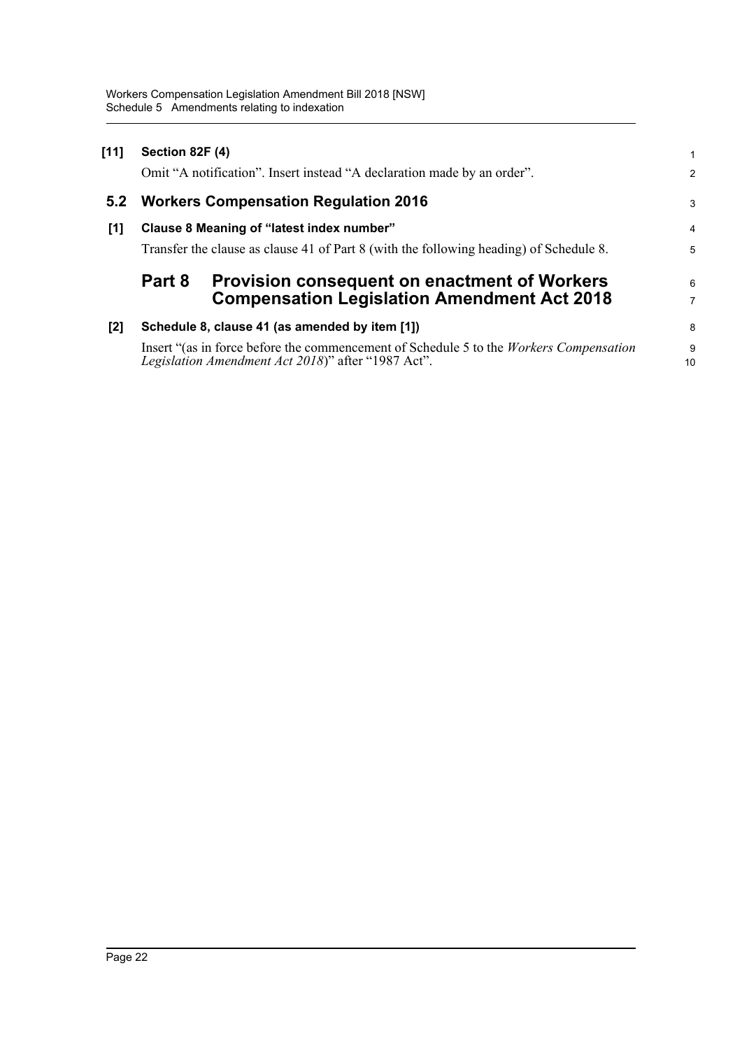**[11] Section 82F (4)**

Omit "A notification". Insert instead "A declaration made by an order".

## 5.2 Workers Compensation Regulation 2016

**[1] Clause 8 Meaning of "latest index number"**

Transfer the clause as clause 41 of Part 8 (with the following heading) of Schedule 8.

## Part 8 Provision consequent on enactment of Workers Compensation Legislation Amendment Act 2018

**[2] Schedule 8, clause 41 (as amended by item [1])**

Insert "(as in force before the commencement of Schedule 5 to the *Workers Compensation Legislation Amendment Act 2018*)" after "1987 Act".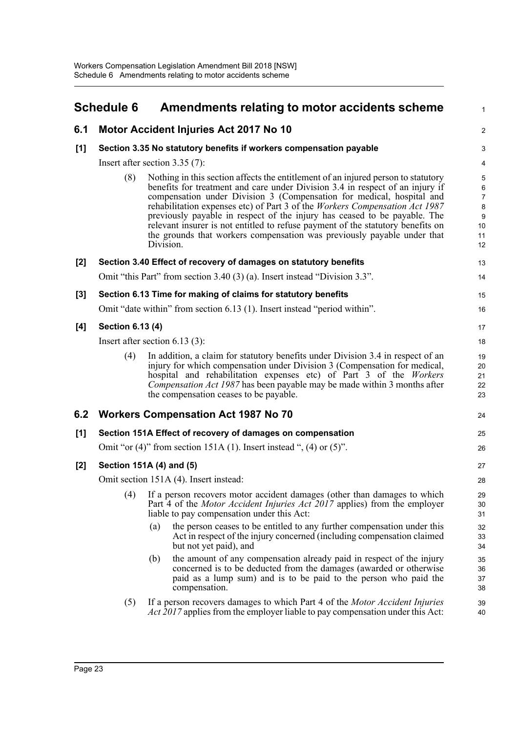## Schedule 6 Amendments relating to motor accidents scheme

### 6.1 Motor Accident Injuries Act 2017 No 10

**[1] Section 3.35 No statutory benefits if workers compensation payable**

Insert after section 3.35 (7):

> (8) Nothing in this section affects the entitlement of an injured person to statutory benefits for treatment and care under Division 3.4 in respect of an injury if compensation under Division 3 (Compensation for medical, hospital and rehabilitation expenses etc) of Part 3 of the *Workers Compensation Act 1987* previously payable in respect of the injury has ceased to be payable. The relevant insurer is not entitled to refuse payment of the statutory benefits on the grounds that workers compensation was previously payable under that Division.

**[2] Section 3.40 Effect of recovery of damages on statutory benefits**

Omit "this Part" from section 3.40 (3) (a). Insert instead "Division 3.3".

**[3] Section 6.13 Time for making of claims for statutory benefits**

Omit "date within" from section 6.13 (1). Insert instead "period within".

**[4] Section 6.13 (4)**

Insert after section 6.13 (3):

> (4) In addition, a claim for statutory benefits under Division 3.4 in respect of an injury for which compensation under Division 3 (Compensation for medical, hospital and rehabilitation expenses etc) of Part 3 of the *Workers Compensation Act 1987* has been payable may be made within 3 months after the compensation ceases to be payable.

### 6.2 Workers Compensation Act 1987 No 70

**[1] Section 151A Effect of recovery of damages on compensation**

Omit "or (4)" from section 151A (1). Insert instead ", (4) or (5)".

**[2] Section 151A (4) and (5)**

Omit section 151A (4). Insert instead:

> (4) If a person recovers motor accident damages (other than damages to which Part 4 of the *Motor Accident Injuries Act 2017* applies) from the employer liable to pay compensation under this Act:
>
> (a) the person ceases to be entitled to any further compensation under this Act in respect of the injury concerned (including compensation claimed but not yet paid), and
>
> (b) the amount of any compensation already paid in respect of the injury concerned is to be deducted from the damages (awarded or otherwise paid as a lump sum) and is to be paid to the person who paid the compensation.
>
> (5) If a person recovers damages to which Part 4 of the *Motor Accident Injuries Act 2017* applies from the employer liable to pay compensation under this Act: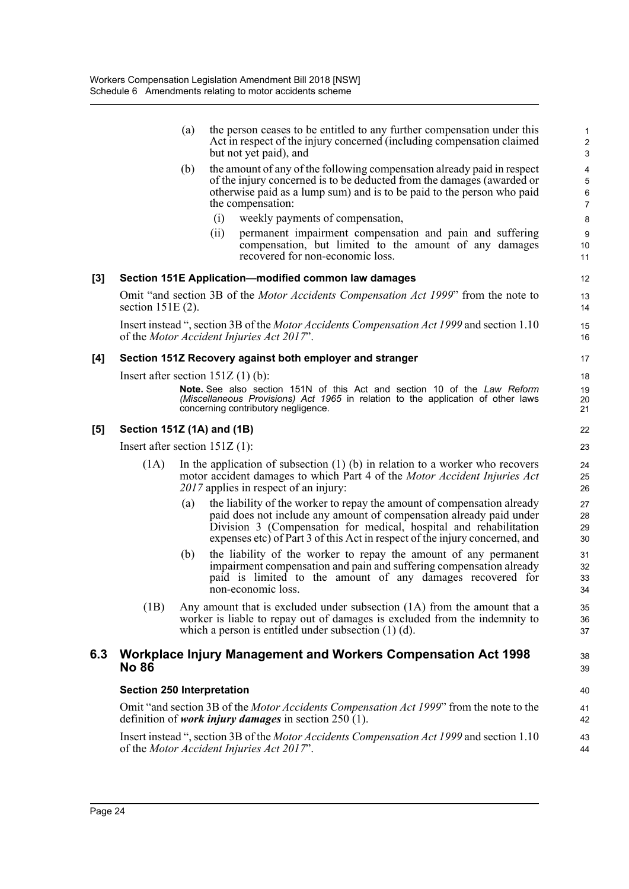(a) the person ceases to be entitled to any further compensation under this Act in respect of the injury concerned (including compensation claimed but not yet paid), and

(b) the amount of any of the following compensation already paid in respect of the injury concerned is to be deducted from the damages (awarded or otherwise paid as a lump sum) and is to be paid to the person who paid the compensation:

(i) weekly payments of compensation,

(ii) permanent impairment compensation and pain and suffering compensation, but limited to the amount of any damages recovered for non-economic loss.

### [3] Section 151E Application—modified common law damages

Omit "and section 3B of the *Motor Accidents Compensation Act 1999*" from the note to section 151E (2).

Insert instead ", section 3B of the *Motor Accidents Compensation Act 1999* and section 1.10 of the *Motor Accident Injuries Act 2017*".

### [4] Section 151Z Recovery against both employer and stranger

Insert after section 151Z (1) (b):

**Note.** See also section 151N of this Act and section 10 of the *Law Reform (Miscellaneous Provisions) Act 1965* in relation to the application of other laws concerning contributory negligence.

### [5] Section 151Z (1A) and (1B)

Insert after section 151Z (1):

(1A) In the application of subsection (1) (b) in relation to a worker who recovers motor accident damages to which Part 4 of the *Motor Accident Injuries Act 2017* applies in respect of an injury:

(a) the liability of the worker to repay the amount of compensation already paid does not include any amount of compensation already paid under Division 3 (Compensation for medical, hospital and rehabilitation expenses etc) of Part 3 of this Act in respect of the injury concerned, and

(b) the liability of the worker to repay the amount of any permanent impairment compensation and pain and suffering compensation already paid is limited to the amount of any damages recovered for non-economic loss.

(1B) Any amount that is excluded under subsection (1A) from the amount that a worker is liable to repay out of damages is excluded from the indemnity to which a person is entitled under subsection (1) (d).

## 6.3 Workplace Injury Management and Workers Compensation Act 1998 No 86

### Section 250 Interpretation

Omit "and section 3B of the *Motor Accidents Compensation Act 1999*" from the note to the definition of ***work injury damages*** in section 250 (1).

Insert instead ", section 3B of the *Motor Accidents Compensation Act 1999* and section 1.10 of the *Motor Accident Injuries Act 2017*".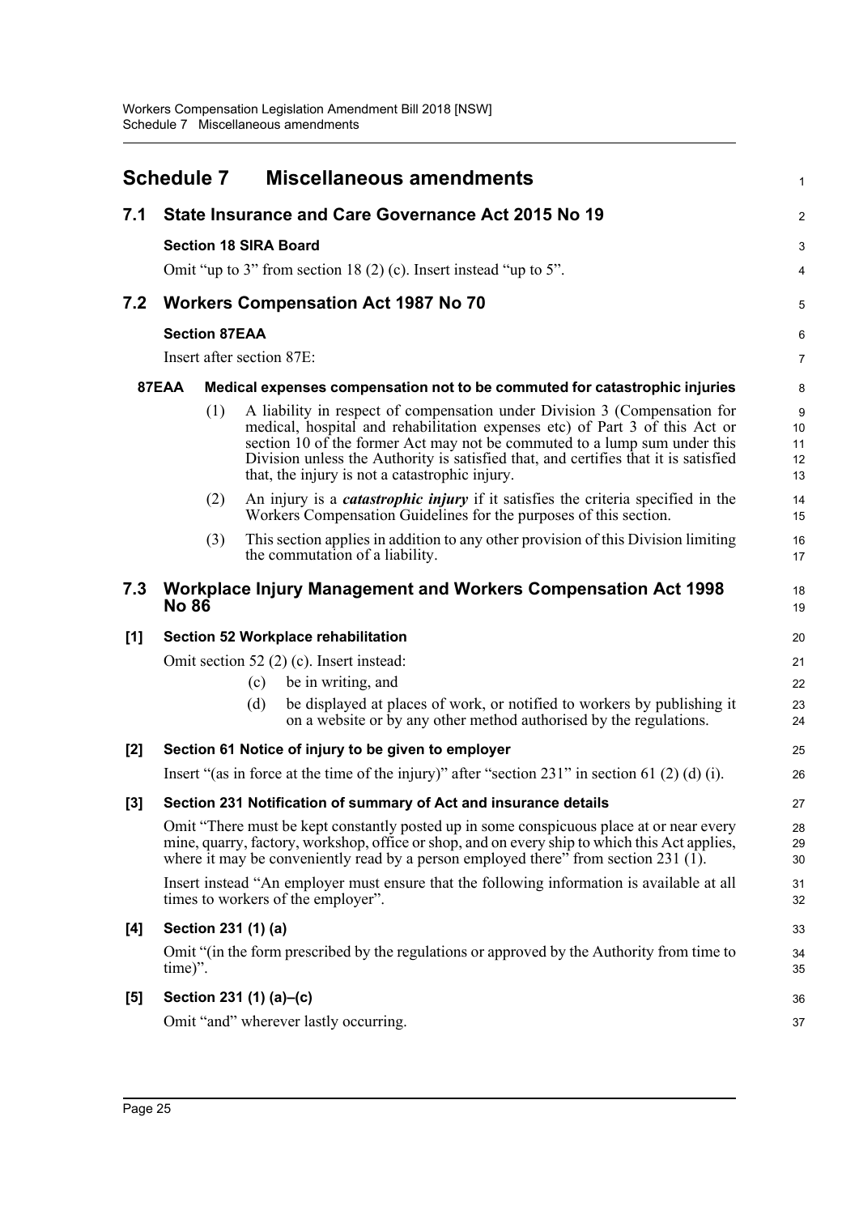# Schedule 7 Miscellaneous amendments

## 7.1 State Insurance and Care Governance Act 2015 No 19

### Section 18 SIRA Board

Omit "up to 3" from section 18 (2) (c). Insert instead "up to 5".

## 7.2 Workers Compensation Act 1987 No 70

### Section 87EAA

Insert after section 87E:

#### 87EAA Medical expenses compensation not to be commuted for catastrophic injuries

(1) A liability in respect of compensation under Division 3 (Compensation for medical, hospital and rehabilitation expenses etc) of Part 3 of this Act or section 10 of the former Act may not be commuted to a lump sum under this Division unless the Authority is satisfied that, and certifies that it is satisfied that, the injury is not a catastrophic injury.

(2) An injury is a ***catastrophic injury*** if it satisfies the criteria specified in the Workers Compensation Guidelines for the purposes of this section.

(3) This section applies in addition to any other provision of this Division limiting the commutation of a liability.

## 7.3 Workplace Injury Management and Workers Compensation Act 1998 No 86

### [1] Section 52 Workplace rehabilitation

Omit section 52 (2) (c). Insert instead:

(c) be in writing, and

(d) be displayed at places of work, or notified to workers by publishing it on a website or by any other method authorised by the regulations.

### [2] Section 61 Notice of injury to be given to employer

Insert "(as in force at the time of the injury)" after "section 231" in section 61 (2) (d) (i).

### [3] Section 231 Notification of summary of Act and insurance details

Omit "There must be kept constantly posted up in some conspicuous place at or near every mine, quarry, factory, workshop, office or shop, and on every ship to which this Act applies, where it may be conveniently read by a person employed there" from section 231 (1).

Insert instead "An employer must ensure that the following information is available at all times to workers of the employer".

### [4] Section 231 (1) (a)

Omit "(in the form prescribed by the regulations or approved by the Authority from time to time)".

### [5] Section 231 (1) (a)–(c)

Omit "and" wherever lastly occurring.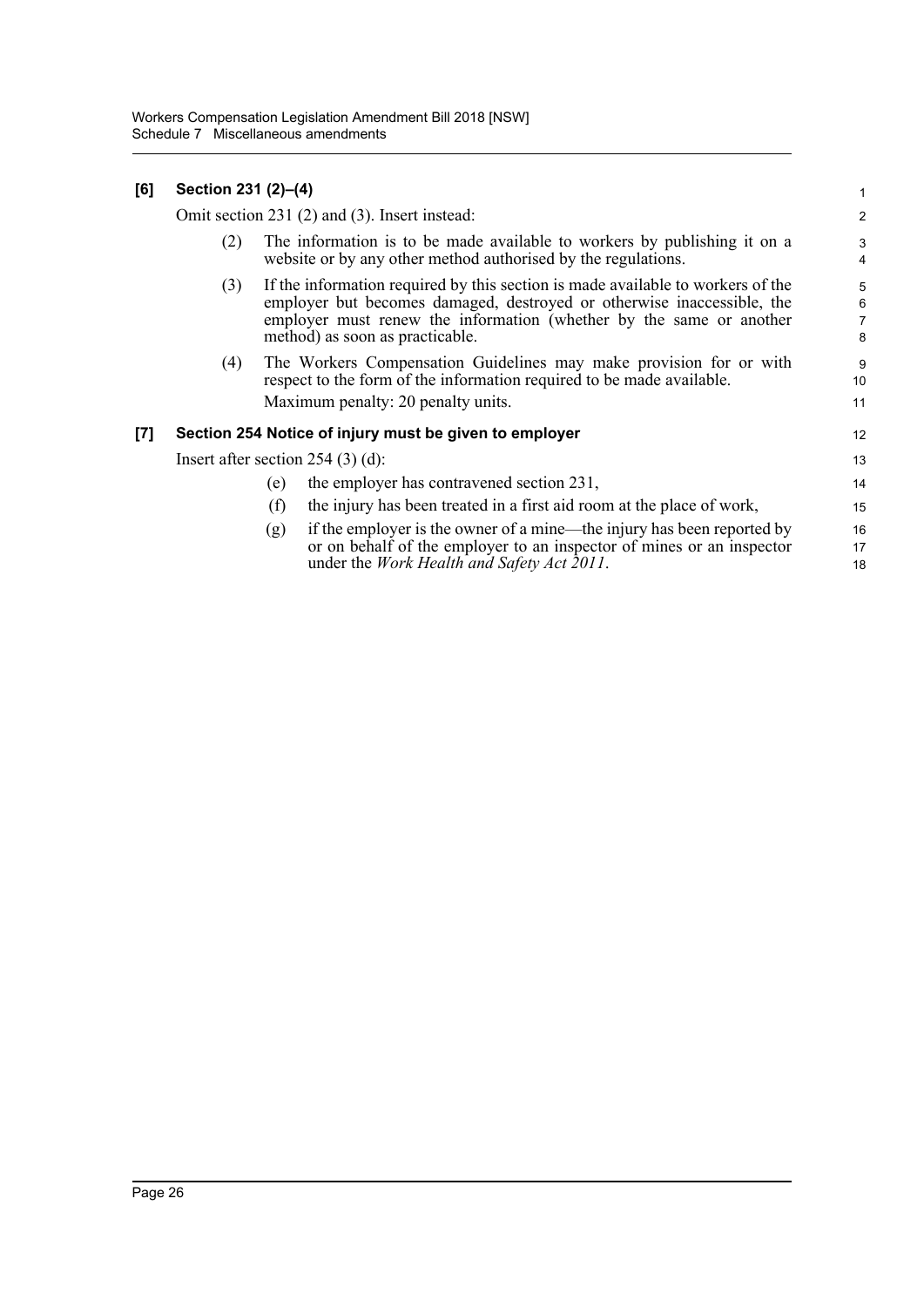**[6] Section 231 (2)–(4)**

Omit section 231 (2) and (3). Insert instead:

(2) The information is to be made available to workers by publishing it on a website or by any other method authorised by the regulations.

(3) If the information required by this section is made available to workers of the employer but becomes damaged, destroyed or otherwise inaccessible, the employer must renew the information (whether by the same or another method) as soon as practicable.

(4) The Workers Compensation Guidelines may make provision for or with respect to the form of the information required to be made available.

Maximum penalty: 20 penalty units.

**[7] Section 254 Notice of injury must be given to employer**

Insert after section 254 (3) (d):

(e) the employer has contravened section 231,

(f) the injury has been treated in a first aid room at the place of work,

(g) if the employer is the owner of a mine—the injury has been reported by or on behalf of the employer to an inspector of mines or an inspector under the *Work Health and Safety Act 2011*.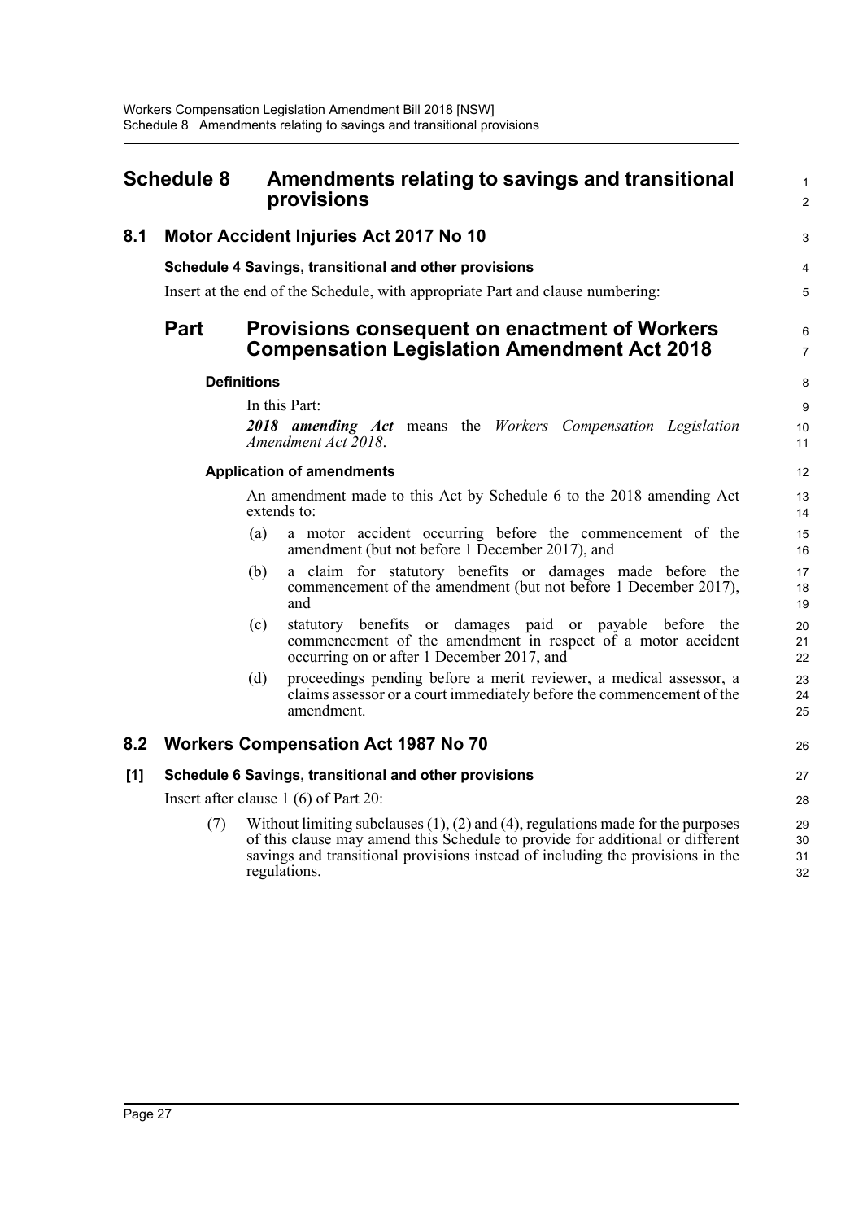# Schedule 8 Amendments relating to savings and transitional provisions

## 8.1 Motor Accident Injuries Act 2017 No 10

**Schedule 4 Savings, transitional and other provisions**

Insert at the end of the Schedule, with appropriate Part and clause numbering:

## Part Provisions consequent on enactment of Workers Compensation Legislation Amendment Act 2018

**Definitions**

In this Part:

***2018 amending Act*** means the *Workers Compensation Legislation Amendment Act 2018*.

**Application of amendments**

An amendment made to this Act by Schedule 6 to the 2018 amending Act extends to:

(a) a motor accident occurring before the commencement of the amendment (but not before 1 December 2017), and

(b) a claim for statutory benefits or damages made before the commencement of the amendment (but not before 1 December 2017), and

(c) statutory benefits or damages paid or payable before the commencement of the amendment in respect of a motor accident occurring on or after 1 December 2017, and

(d) proceedings pending before a merit reviewer, a medical assessor, a claims assessor or a court immediately before the commencement of the amendment.

## 8.2 Workers Compensation Act 1987 No 70

**[1] Schedule 6 Savings, transitional and other provisions**

Insert after clause 1 (6) of Part 20:

(7) Without limiting subclauses (1), (2) and (4), regulations made for the purposes of this clause may amend this Schedule to provide for additional or different savings and transitional provisions instead of including the provisions in the regulations.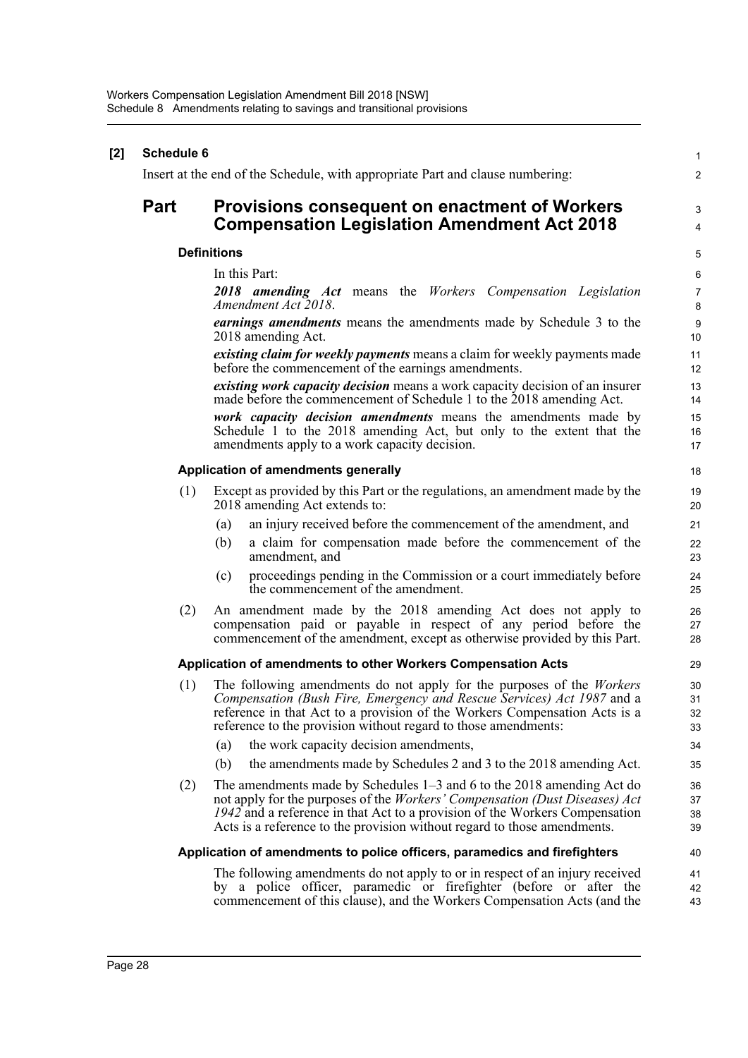**[2] Schedule 6**

Insert at the end of the Schedule, with appropriate Part and clause numbering:

## Part Provisions consequent on enactment of Workers Compensation Legislation Amendment Act 2018

### Definitions

In this Part:

***2018 amending Act*** means the *Workers Compensation Legislation Amendment Act 2018*.

***earnings amendments*** means the amendments made by Schedule 3 to the 2018 amending Act.

***existing claim for weekly payments*** means a claim for weekly payments made before the commencement of the earnings amendments.

***existing work capacity decision*** means a work capacity decision of an insurer made before the commencement of Schedule 1 to the 2018 amending Act.

***work capacity decision amendments*** means the amendments made by Schedule 1 to the 2018 amending Act, but only to the extent that the amendments apply to a work capacity decision.

### Application of amendments generally

(1) Except as provided by this Part or the regulations, an amendment made by the 2018 amending Act extends to:

- (a) an injury received before the commencement of the amendment, and
- (b) a claim for compensation made before the commencement of the amendment, and
- (c) proceedings pending in the Commission or a court immediately before the commencement of the amendment.

(2) An amendment made by the 2018 amending Act does not apply to compensation paid or payable in respect of any period before the commencement of the amendment, except as otherwise provided by this Part.

### Application of amendments to other Workers Compensation Acts

(1) The following amendments do not apply for the purposes of the *Workers Compensation (Bush Fire, Emergency and Rescue Services) Act 1987* and a reference in that Act to a provision of the Workers Compensation Acts is a reference to the provision without regard to those amendments:

- (a) the work capacity decision amendments,
- (b) the amendments made by Schedules 2 and 3 to the 2018 amending Act.

(2) The amendments made by Schedules 1–3 and 6 to the 2018 amending Act do not apply for the purposes of the *Workers' Compensation (Dust Diseases) Act 1942* and a reference in that Act to a provision of the Workers Compensation Acts is a reference to the provision without regard to those amendments.

### Application of amendments to police officers, paramedics and firefighters

The following amendments do not apply to or in respect of an injury received by a police officer, paramedic or firefighter (before or after the commencement of this clause), and the Workers Compensation Acts (and the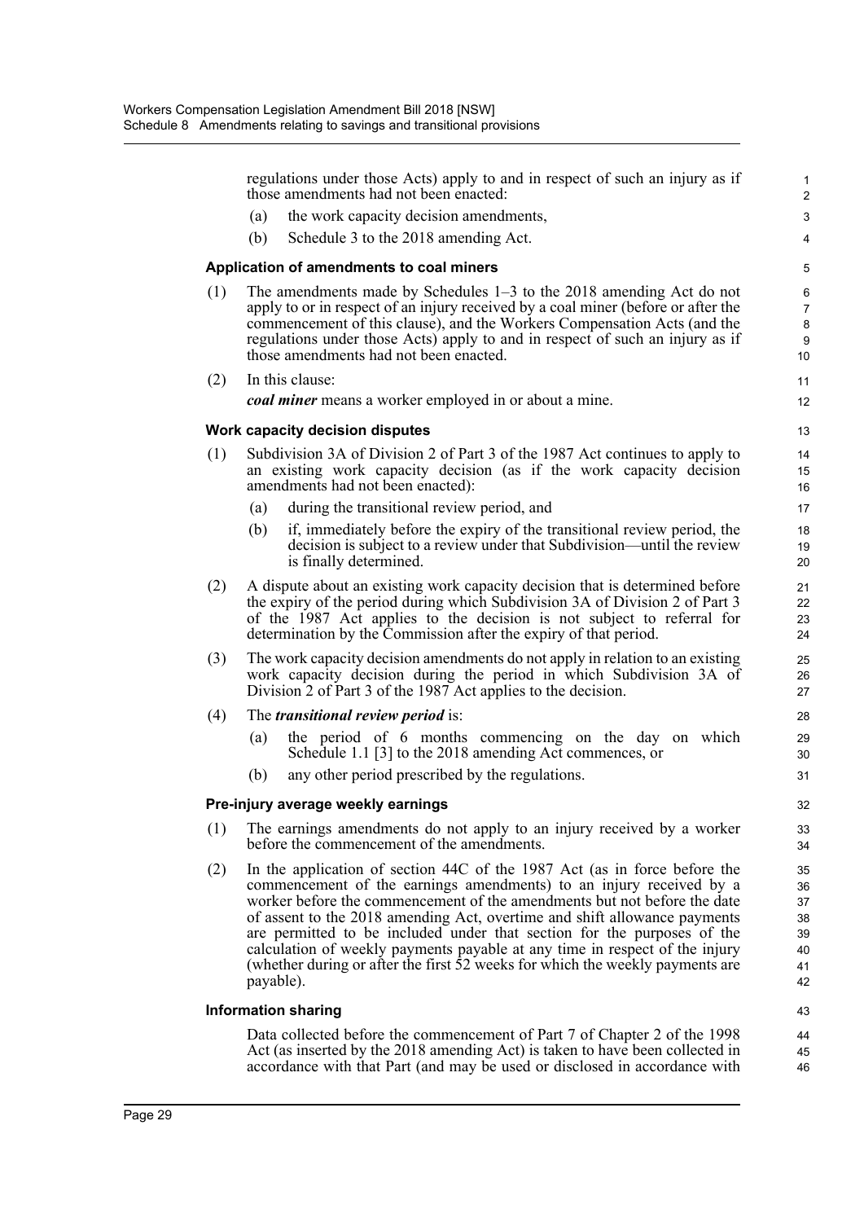regulations under those Acts) apply to and in respect of such an injury as if those amendments had not been enacted:

(a) the work capacity decision amendments,

(b) Schedule 3 to the 2018 amending Act.

### Application of amendments to coal miners

(1) The amendments made by Schedules 1–3 to the 2018 amending Act do not apply to or in respect of an injury received by a coal miner (before or after the commencement of this clause), and the Workers Compensation Acts (and the regulations under those Acts) apply to and in respect of such an injury as if those amendments had not been enacted.

(2) In this clause:

***coal miner*** means a worker employed in or about a mine.

### Work capacity decision disputes

(1) Subdivision 3A of Division 2 of Part 3 of the 1987 Act continues to apply to an existing work capacity decision (as if the work capacity decision amendments had not been enacted):

(a) during the transitional review period, and

(b) if, immediately before the expiry of the transitional review period, the decision is subject to a review under that Subdivision—until the review is finally determined.

(2) A dispute about an existing work capacity decision that is determined before the expiry of the period during which Subdivision 3A of Division 2 of Part 3 of the 1987 Act applies to the decision is not subject to referral for determination by the Commission after the expiry of that period.

(3) The work capacity decision amendments do not apply in relation to an existing work capacity decision during the period in which Subdivision 3A of Division 2 of Part 3 of the 1987 Act applies to the decision.

(4) The ***transitional review period*** is:

(a) the period of 6 months commencing on the day on which Schedule 1.1 [3] to the 2018 amending Act commences, or

(b) any other period prescribed by the regulations.

### Pre-injury average weekly earnings

(1) The earnings amendments do not apply to an injury received by a worker before the commencement of the amendments.

(2) In the application of section 44C of the 1987 Act (as in force before the commencement of the earnings amendments) to an injury received by a worker before the commencement of the amendments but not before the date of assent to the 2018 amending Act, overtime and shift allowance payments are permitted to be included under that section for the purposes of the calculation of weekly payments payable at any time in respect of the injury (whether during or after the first 52 weeks for which the weekly payments are payable).

### Information sharing

Data collected before the commencement of Part 7 of Chapter 2 of the 1998 Act (as inserted by the 2018 amending Act) is taken to have been collected in accordance with that Part (and may be used or disclosed in accordance with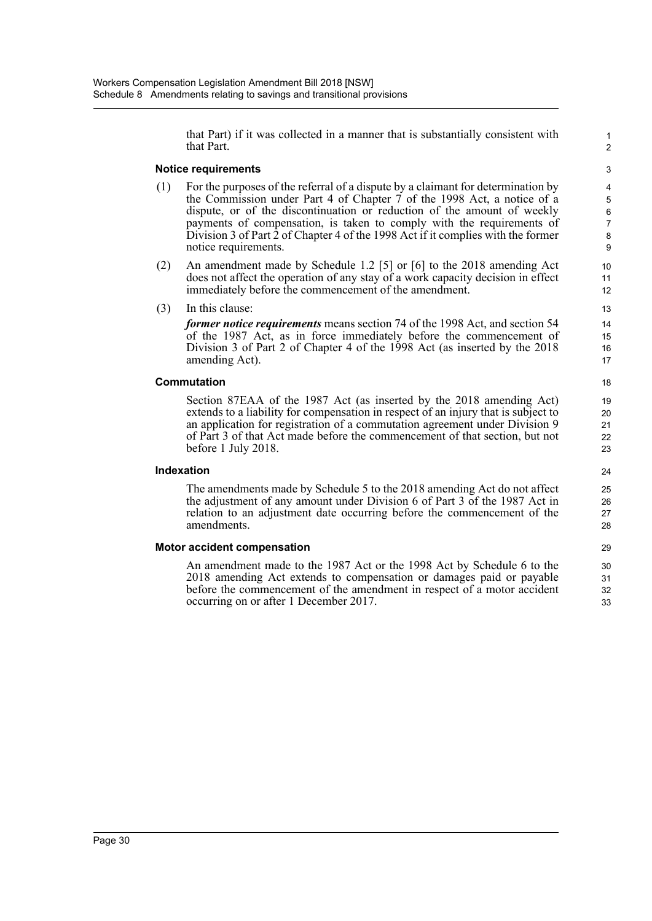that Part) if it was collected in a manner that is substantially consistent with that Part.

#### Notice requirements

(1) For the purposes of the referral of a dispute by a claimant for determination by the Commission under Part 4 of Chapter 7 of the 1998 Act, a notice of a dispute, or of the discontinuation or reduction of the amount of weekly payments of compensation, is taken to comply with the requirements of Division 3 of Part 2 of Chapter 4 of the 1998 Act if it complies with the former notice requirements.

(2) An amendment made by Schedule 1.2 [5] or [6] to the 2018 amending Act does not affect the operation of any stay of a work capacity decision in effect immediately before the commencement of the amendment.

(3) In this clause:

***former notice requirements*** means section 74 of the 1998 Act, and section 54 of the 1987 Act, as in force immediately before the commencement of Division 3 of Part 2 of Chapter 4 of the 1998 Act (as inserted by the 2018 amending Act).

#### Commutation

Section 87EAA of the 1987 Act (as inserted by the 2018 amending Act) extends to a liability for compensation in respect of an injury that is subject to an application for registration of a commutation agreement under Division 9 of Part 3 of that Act made before the commencement of that section, but not before 1 July 2018.

#### Indexation

The amendments made by Schedule 5 to the 2018 amending Act do not affect the adjustment of any amount under Division 6 of Part 3 of the 1987 Act in relation to an adjustment date occurring before the commencement of the amendments.

#### Motor accident compensation

An amendment made to the 1987 Act or the 1998 Act by Schedule 6 to the 2018 amending Act extends to compensation or damages paid or payable before the commencement of the amendment in respect of a motor accident occurring on or after 1 December 2017.